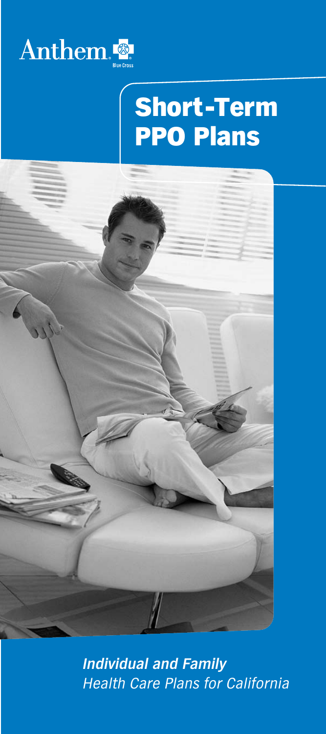Anthem. Blue Cross

# Short-Term PPO Plans

***Individual and Family***
*Health Care Plans for California*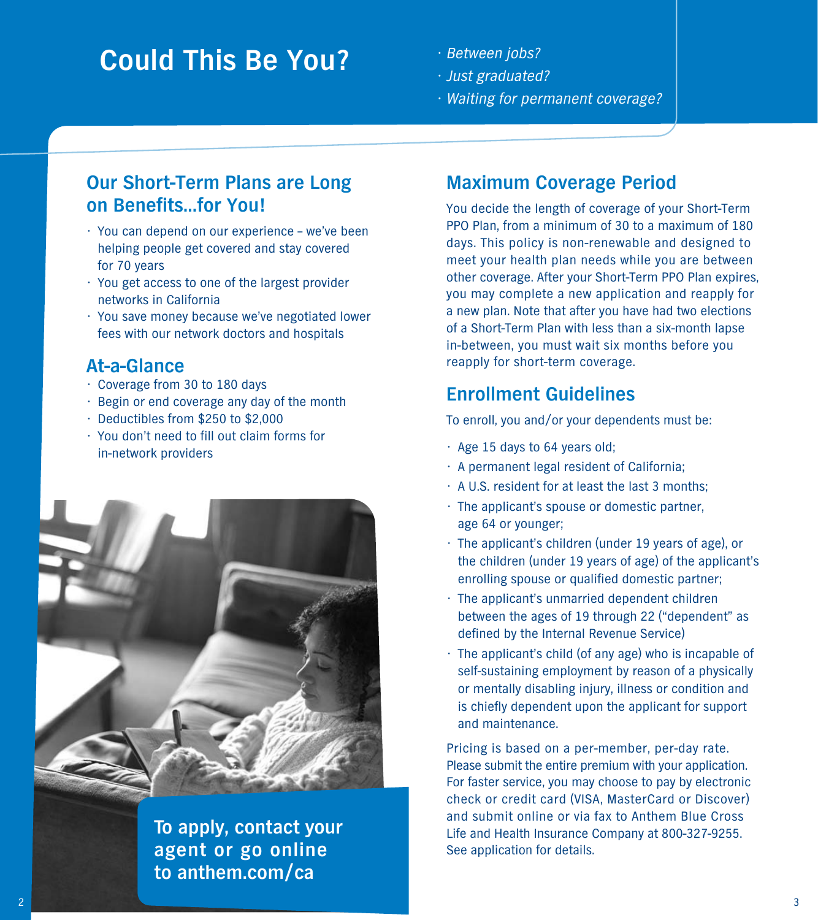# Could This Be You?

- *Between jobs?*
- *Just graduated?*
- *Waiting for permanent coverage?*

## Our Short-Term Plans are Long on Benefits...for You!

- You can depend on our experience – we've been helping people get covered and stay covered for 70 years
- You get access to one of the largest provider networks in California
- You save money because we've negotiated lower fees with our network doctors and hospitals

## At-a-Glance

- Coverage from 30 to 180 days
- Begin or end coverage any day of the month
- Deductibles from $250 to $2,000
- You don't need to fill out claim forms for in-network providers

**To apply, contact your agent or go online to anthem.com/ca**

## Maximum Coverage Period

You decide the length of coverage of your Short-Term PPO Plan, from a minimum of 30 to a maximum of 180 days. This policy is non-renewable and designed to meet your health plan needs while you are between other coverage. After your Short-Term PPO Plan expires, you may complete a new application and reapply for a new plan. Note that after you have had two elections of a Short-Term Plan with less than a six-month lapse in-between, you must wait six months before you reapply for short-term coverage.

## Enrollment Guidelines

To enroll, you and/or your dependents must be:

- Age 15 days to 64 years old;
- A permanent legal resident of California;
- A U.S. resident for at least the last 3 months;
- The applicant's spouse or domestic partner, age 64 or younger;
- The applicant's children (under 19 years of age), or the children (under 19 years of age) of the applicant's enrolling spouse or qualified domestic partner;
- The applicant's unmarried dependent children between the ages of 19 through 22 ("dependent" as defined by the Internal Revenue Service)
- The applicant's child (of any age) who is incapable of self-sustaining employment by reason of a physically or mentally disabling injury, illness or condition and is chiefly dependent upon the applicant for support and maintenance.

Pricing is based on a per-member, per-day rate. Please submit the entire premium with your application. For faster service, you may choose to pay by electronic check or credit card (VISA, MasterCard or Discover) and submit online or via fax to Anthem Blue Cross Life and Health Insurance Company at 800-327-9255. See application for details.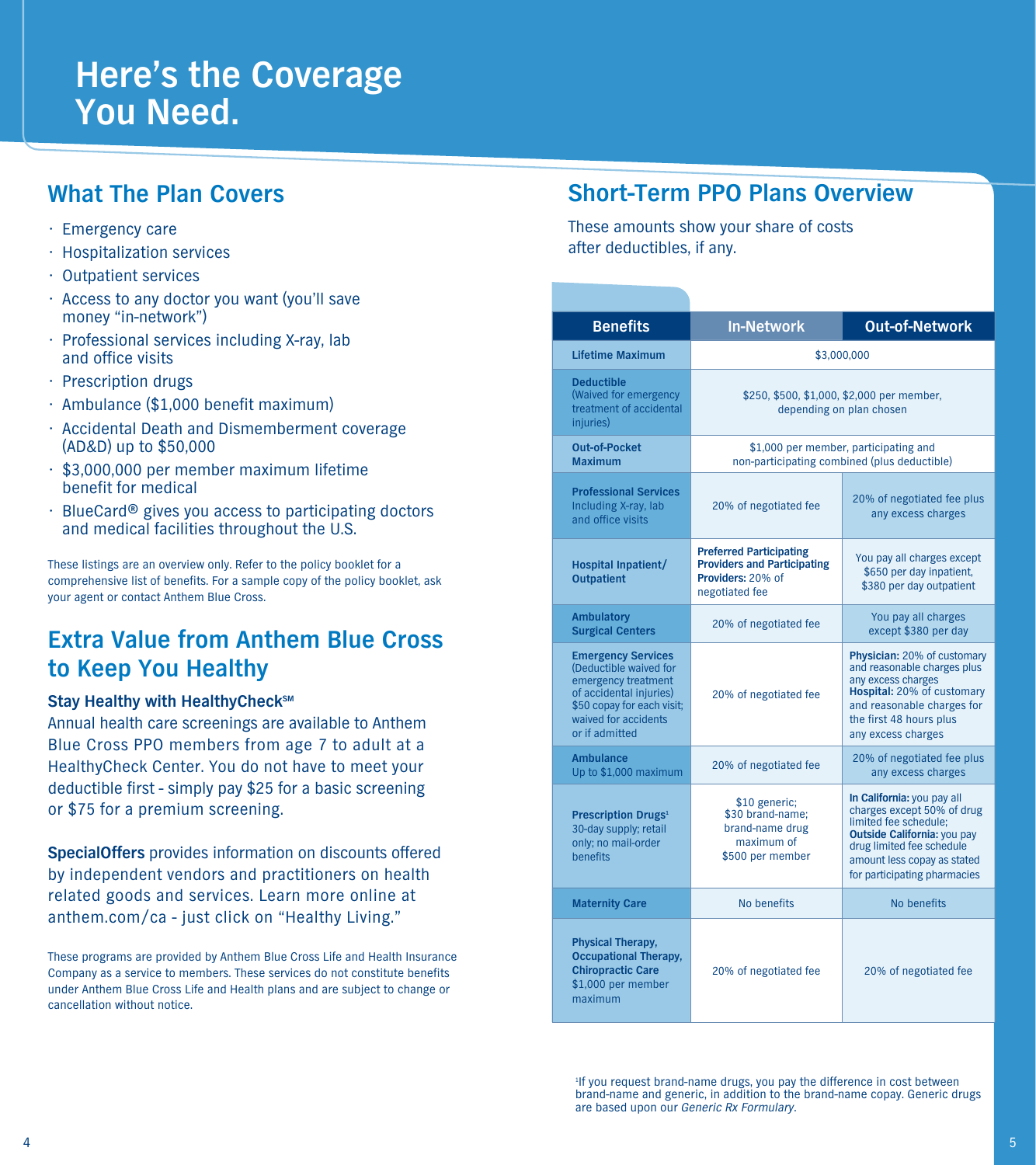# Here's the Coverage You Need.

## What The Plan Covers

- Emergency care
- Hospitalization services
- Outpatient services
- Access to any doctor you want (you'll save money "in-network")
- Professional services including X-ray, lab and office visits
- Prescription drugs
- Ambulance ($1,000 benefit maximum)
- Accidental Death and Dismemberment coverage (AD&D) up to $50,000
- $3,000,000 per member maximum lifetime benefit for medical
- BlueCard® gives you access to participating doctors and medical facilities throughout the U.S.

These listings are an overview only. Refer to the policy booklet for a comprehensive list of benefits. For a sample copy of the policy booklet, ask your agent or contact Anthem Blue Cross.

## Extra Value from Anthem Blue Cross to Keep You Healthy

### Stay Healthy with HealthyCheck℠

Annual health care screenings are available to Anthem Blue Cross PPO members from age 7 to adult at a HealthyCheck Center. You do not have to meet your deductible first - simply pay $25 for a basic screening or $75 for a premium screening.

**SpecialOffers** provides information on discounts offered by independent vendors and practitioners on health related goods and services. Learn more online at anthem.com/ca - just click on "Healthy Living."

These programs are provided by Anthem Blue Cross Life and Health Insurance Company as a service to members. These services do not constitute benefits under Anthem Blue Cross Life and Health plans and are subject to change or cancellation without notice.

## Short-Term PPO Plans Overview

These amounts show your share of costs after deductibles, if any.

| Benefits | In-Network | Out-of-Network |
|---|---|---|
| **Lifetime Maximum** | $3,000,000 | |
| **Deductible** (Waived for emergency treatment of accidental injuries) | $250, $500, $1,000, $2,000 per member, depending on plan chosen | |
| **Out-of-Pocket Maximum** | $1,000 per member, participating and non-participating combined (plus deductible) | |
| **Professional Services** Including X-ray, lab and office visits | 20% of negotiated fee | 20% of negotiated fee plus any excess charges |
| **Hospital Inpatient/ Outpatient** | **Preferred Participating Providers and Participating Providers:** 20% of negotiated fee | You pay all charges except $650 per day inpatient, $380 per day outpatient |
| **Ambulatory Surgical Centers** | 20% of negotiated fee | You pay all charges except $380 per day |
| **Emergency Services** (Deductible waived for emergency treatment of accidental injuries) $50 copay for each visit; waived for accidents or if admitted | 20% of negotiated fee | **Physician:** 20% of customary and reasonable charges plus any excess charges **Hospital:** 20% of customary and reasonable charges for the first 48 hours plus any excess charges |
| **Ambulance** Up to $1,000 maximum | 20% of negotiated fee | 20% of negotiated fee plus any excess charges |
| **Prescription Drugs**[1] 30-day supply; retail only; no mail-order benefits | $10 generic; $30 brand-name; brand-name drug maximum of $500 per member | **In California:** you pay all charges except 50% of drug limited fee schedule; **Outside California:** you pay drug limited fee schedule amount less copay as stated for participating pharmacies |
| **Maternity Care** | No benefits | No benefits |
| **Physical Therapy, Occupational Therapy, Chiropractic Care** $1,000 per member maximum | 20% of negotiated fee | 20% of negotiated fee |

[1]If you request brand-name drugs, you pay the difference in cost between brand-name and generic, in addition to the brand-name copay. Generic drugs are based upon our *Generic Rx Formulary*.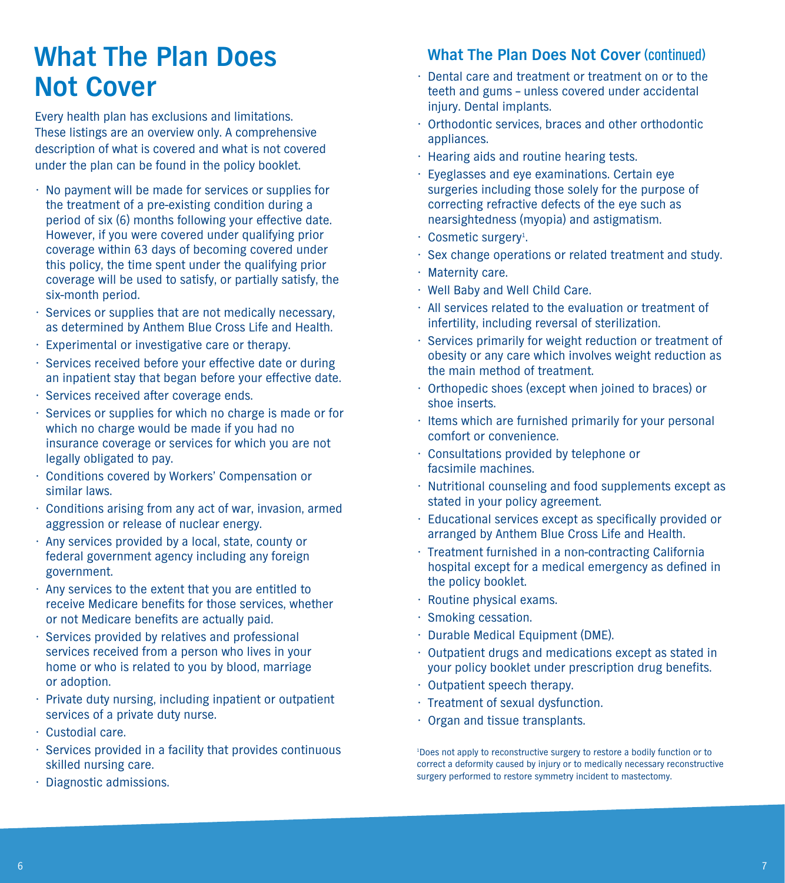# What The Plan Does Not Cover

Every health plan has exclusions and limitations. These listings are an overview only. A comprehensive description of what is covered and what is not covered under the plan can be found in the policy booklet.

- No payment will be made for services or supplies for the treatment of a pre-existing condition during a period of six (6) months following your effective date. However, if you were covered under qualifying prior coverage within 63 days of becoming covered under this policy, the time spent under the qualifying prior coverage will be used to satisfy, or partially satisfy, the six-month period.
- Services or supplies that are not medically necessary, as determined by Anthem Blue Cross Life and Health.
- Experimental or investigative care or therapy.
- Services received before your effective date or during an inpatient stay that began before your effective date.
- Services received after coverage ends.
- Services or supplies for which no charge is made or for which no charge would be made if you had no insurance coverage or services for which you are not legally obligated to pay.
- Conditions covered by Workers' Compensation or similar laws.
- Conditions arising from any act of war, invasion, armed aggression or release of nuclear energy.
- Any services provided by a local, state, county or federal government agency including any foreign government.
- Any services to the extent that you are entitled to receive Medicare benefits for those services, whether or not Medicare benefits are actually paid.
- Services provided by relatives and professional services received from a person who lives in your home or who is related to you by blood, marriage or adoption.
- Private duty nursing, including inpatient or outpatient services of a private duty nurse.
- Custodial care.
- Services provided in a facility that provides continuous skilled nursing care.
- Diagnostic admissions.

## What The Plan Does Not Cover (continued)

- Dental care and treatment or treatment on or to the teeth and gums – unless covered under accidental injury. Dental implants.
- Orthodontic services, braces and other orthodontic appliances.
- Hearing aids and routine hearing tests.
- Eyeglasses and eye examinations. Certain eye surgeries including those solely for the purpose of correcting refractive defects of the eye such as nearsightedness (myopia) and astigmatism.
- Cosmetic surgery[1].
- Sex change operations or related treatment and study.
- Maternity care.
- Well Baby and Well Child Care.
- All services related to the evaluation or treatment of infertility, including reversal of sterilization.
- Services primarily for weight reduction or treatment of obesity or any care which involves weight reduction as the main method of treatment.
- Orthopedic shoes (except when joined to braces) or shoe inserts.
- Items which are furnished primarily for your personal comfort or convenience.
- Consultations provided by telephone or facsimile machines.
- Nutritional counseling and food supplements except as stated in your policy agreement.
- Educational services except as specifically provided or arranged by Anthem Blue Cross Life and Health.
- Treatment furnished in a non-contracting California hospital except for a medical emergency as defined in the policy booklet.
- Routine physical exams.
- Smoking cessation.
- Durable Medical Equipment (DME).
- Outpatient drugs and medications except as stated in your policy booklet under prescription drug benefits.
- Outpatient speech therapy.
- Treatment of sexual dysfunction.
- Organ and tissue transplants.

[1]Does not apply to reconstructive surgery to restore a bodily function or to correct a deformity caused by injury or to medically necessary reconstructive surgery performed to restore symmetry incident to mastectomy.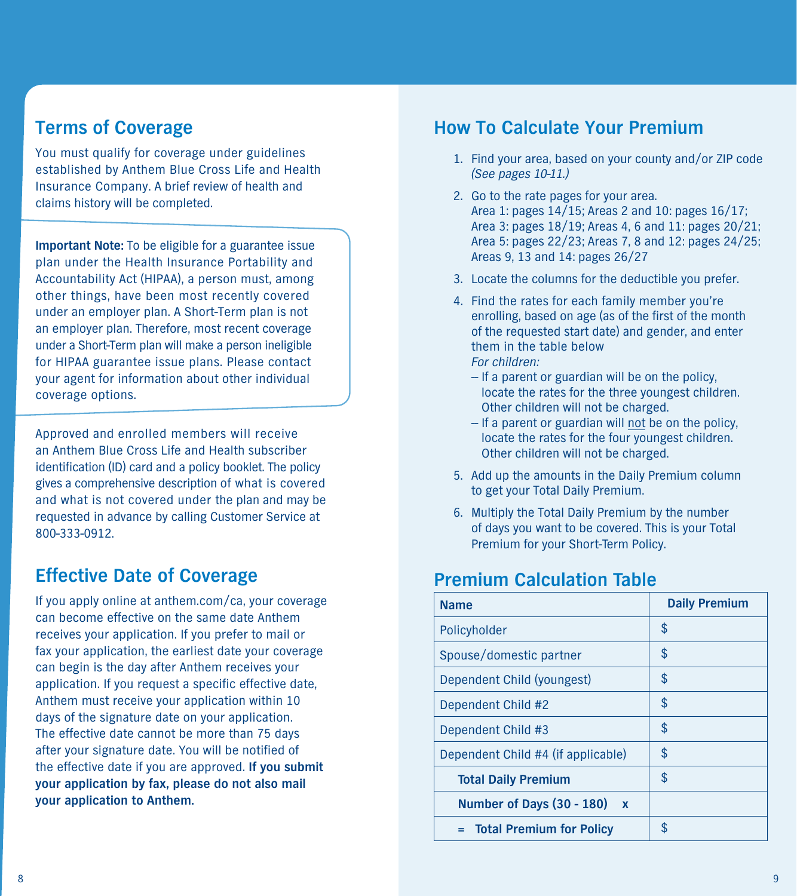## Terms of Coverage

You must qualify for coverage under guidelines established by Anthem Blue Cross Life and Health Insurance Company. A brief review of health and claims history will be completed.

**Important Note:** To be eligible for a guarantee issue plan under the Health Insurance Portability and Accountability Act (HIPAA), a person must, among other things, have been most recently covered under an employer plan. A Short-Term plan is not an employer plan. Therefore, most recent coverage under a Short-Term plan will make a person ineligible for HIPAA guarantee issue plans. Please contact your agent for information about other individual coverage options.

Approved and enrolled members will receive an Anthem Blue Cross Life and Health subscriber identification (ID) card and a policy booklet. The policy gives a comprehensive description of what is covered and what is not covered under the plan and may be requested in advance by calling Customer Service at 800-333-0912.

## Effective Date of Coverage

If you apply online at anthem.com/ca, your coverage can become effective on the same date Anthem receives your application. If you prefer to mail or fax your application, the earliest date your coverage can begin is the day after Anthem receives your application. If you request a specific effective date, Anthem must receive your application within 10 days of the signature date on your application. The effective date cannot be more than 75 days after your signature date. You will be notified of the effective date if you are approved. **If you submit your application by fax, please do not also mail your application to Anthem.**

## How To Calculate Your Premium

1. Find your area, based on your county and/or ZIP code *(See pages 10-11.)*
2. Go to the rate pages for your area.
   Area 1: pages 14/15; Areas 2 and 10: pages 16/17; Area 3: pages 18/19; Areas 4, 6 and 11: pages 20/21; Area 5: pages 22/23; Areas 7, 8 and 12: pages 24/25; Areas 9, 13 and 14: pages 26/27
3. Locate the columns for the deductible you prefer.
4. Find the rates for each family member you're enrolling, based on age (as of the first of the month of the requested start date) and gender, and enter them in the table below
   *For children:*
   – If a parent or guardian will be on the policy, locate the rates for the three youngest children. Other children will not be charged.
   – If a parent or guardian will not be on the policy, locate the rates for the four youngest children. Other children will not be charged.
5. Add up the amounts in the Daily Premium column to get your Total Daily Premium.
6. Multiply the Total Daily Premium by the number of days you want to be covered. This is your Total Premium for your Short-Term Policy.

## Premium Calculation Table

| Name | Daily Premium |
|---|---|
| Policyholder | $ |
| Spouse/domestic partner | $ |
| Dependent Child (youngest) | $ |
| Dependent Child #2 | $ |
| Dependent Child #3 | $ |
| Dependent Child #4 (if applicable) | $ |
| **Total Daily Premium** | $ |
| **Number of Days (30 - 180) x** | |
| **= Total Premium for Policy** | $ |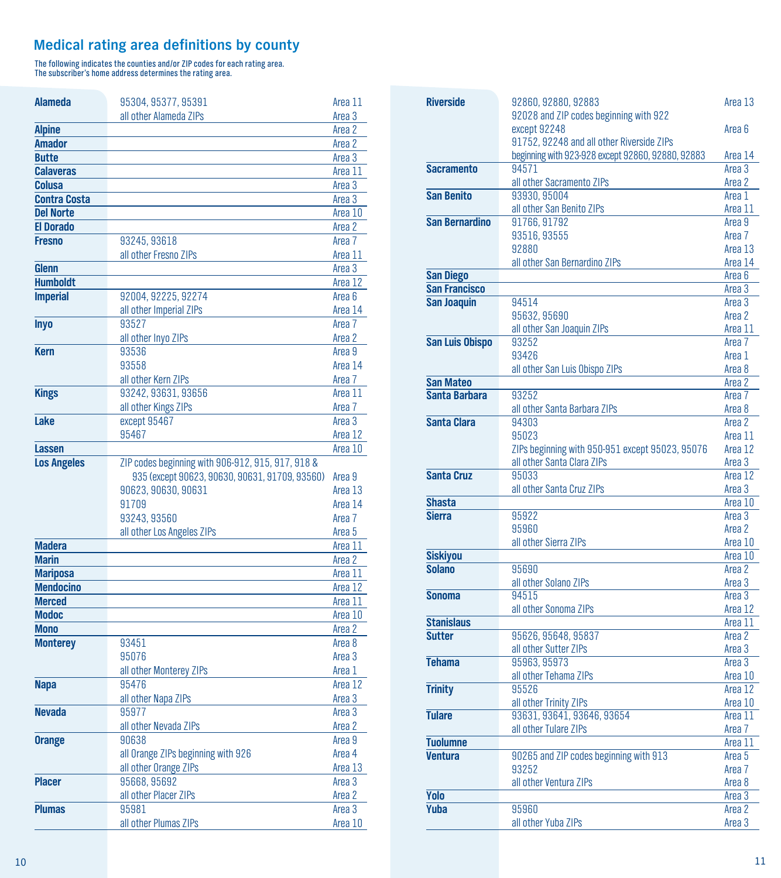## Medical rating area definitions by county

The following indicates the counties and/or ZIP codes for each rating area.
The subscriber's home address determines the rating area.

| County | ZIP codes | Area |
|---|---|---|
| **Alameda** | 95304, 95377, 95391 | Area 11 |
| | all other Alameda ZIPs | Area 3 |
| **Alpine** | | Area 2 |
| **Amador** | | Area 2 |
| **Butte** | | Area 3 |
| **Calaveras** | | Area 11 |
| **Colusa** | | Area 3 |
| **Contra Costa** | | Area 3 |
| **Del Norte** | | Area 10 |
| **El Dorado** | | Area 2 |
| **Fresno** | 93245, 93618 | Area 7 |
| | all other Fresno ZIPs | Area 11 |
| **Glenn** | | Area 3 |
| **Humboldt** | | Area 12 |
| **Imperial** | 92004, 92225, 92274 | Area 6 |
| | all other Imperial ZIPs | Area 14 |
| **Inyo** | 93527 | Area 7 |
| | all other Inyo ZIPs | Area 2 |
| **Kern** | 93536 | Area 9 |
| | 93558 | Area 14 |
| | all other Kern ZIPs | Area 7 |
| **Kings** | 93242, 93631, 93656 | Area 11 |
| | all other Kings ZIPs | Area 7 |
| **Lake** | except 95467 | Area 3 |
| | 95467 | Area 12 |
| **Lassen** | | Area 10 |
| **Los Angeles** | ZIP codes beginning with 906-912, 915, 917, 918 & 935 (except 90623, 90630, 90631, 91709, 93560) | Area 9 |
| | 90623, 90630, 90631 | Area 13 |
| | 91709 | Area 14 |
| | 93243, 93560 | Area 7 |
| | all other Los Angeles ZIPs | Area 5 |
| **Madera** | | Area 11 |
| **Marin** | | Area 2 |
| **Mariposa** | | Area 11 |
| **Mendocino** | | Area 12 |
| **Merced** | | Area 11 |
| **Modoc** | | Area 10 |
| **Mono** | | Area 2 |
| **Monterey** | 93451 | Area 8 |
| | 95076 | Area 3 |
| | all other Monterey ZIPs | Area 1 |
| **Napa** | 95476 | Area 12 |
| | all other Napa ZIPs | Area 3 |
| **Nevada** | 95977 | Area 3 |
| | all other Nevada ZIPs | Area 2 |
| **Orange** | 90638 | Area 9 |
| | all Orange ZIPs beginning with 926 | Area 4 |
| | all other Orange ZIPs | Area 13 |
| **Placer** | 95668, 95692 | Area 3 |
| | all other Placer ZIPs | Area 2 |
| **Plumas** | 95981 | Area 3 |
| | all other Plumas ZIPs | Area 10 |
| **Riverside** | 92860, 92880, 92883 | Area 13 |
| | 92028 and ZIP codes beginning with 922 except 92248 | Area 6 |
| | 91752, 92248 and all other Riverside ZIPs beginning with 923-928 except 92860, 92880, 92883 | Area 14 |
| **Sacramento** | 94571 | Area 3 |
| | all other Sacramento ZIPs | Area 2 |
| **San Benito** | 93930, 95004 | Area 1 |
| | all other San Benito ZIPs | Area 11 |
| **San Bernardino** | 91766, 91792 | Area 9 |
| | 93516, 93555 | Area 7 |
| | 92880 | Area 13 |
| | all other San Bernardino ZIPs | Area 14 |
| **San Diego** | | Area 6 |
| **San Francisco** | | Area 3 |
| **San Joaquin** | 94514 | Area 3 |
| | 95632, 95690 | Area 2 |
| | all other San Joaquin ZIPs | Area 11 |
| **San Luis Obispo** | 93252 | Area 7 |
| | 93426 | Area 1 |
| | all other San Luis Obispo ZIPs | Area 8 |
| **San Mateo** | | Area 2 |
| **Santa Barbara** | 93252 | Area 7 |
| | all other Santa Barbara ZIPs | Area 8 |
| **Santa Clara** | 94303 | Area 2 |
| | 95023 | Area 11 |
| | ZIPs beginning with 950-951 except 95023, 95076 | Area 12 |
| | all other Santa Clara ZIPs | Area 3 |
| **Santa Cruz** | 95033 | Area 12 |
| | all other Santa Cruz ZIPs | Area 3 |
| **Shasta** | | Area 10 |
| **Sierra** | 95922 | Area 3 |
| | 95960 | Area 2 |
| | all other Sierra ZIPs | Area 10 |
| **Siskiyou** | | Area 10 |
| **Solano** | 95690 | Area 2 |
| | all other Solano ZIPs | Area 3 |
| **Sonoma** | 94515 | Area 3 |
| | all other Sonoma ZIPs | Area 12 |
| **Stanislaus** | | Area 11 |
| **Sutter** | 95626, 95648, 95837 | Area 2 |
| | all other Sutter ZIPs | Area 3 |
| **Tehama** | 95963, 95973 | Area 3 |
| | all other Tehama ZIPs | Area 10 |
| **Trinity** | 95526 | Area 12 |
| | all other Trinity ZIPs | Area 10 |
| **Tulare** | 93631, 93641, 93646, 93654 | Area 11 |
| | all other Tulare ZIPs | Area 7 |
| **Tuolumne** | | Area 11 |
| **Ventura** | 90265 and ZIP codes beginning with 913 | Area 5 |
| | 93252 | Area 7 |
| | all other Ventura ZIPs | Area 8 |
| **Yolo** | | Area 3 |
| **Yuba** | 95960 | Area 2 |
| | all other Yuba ZIPs | Area 3 |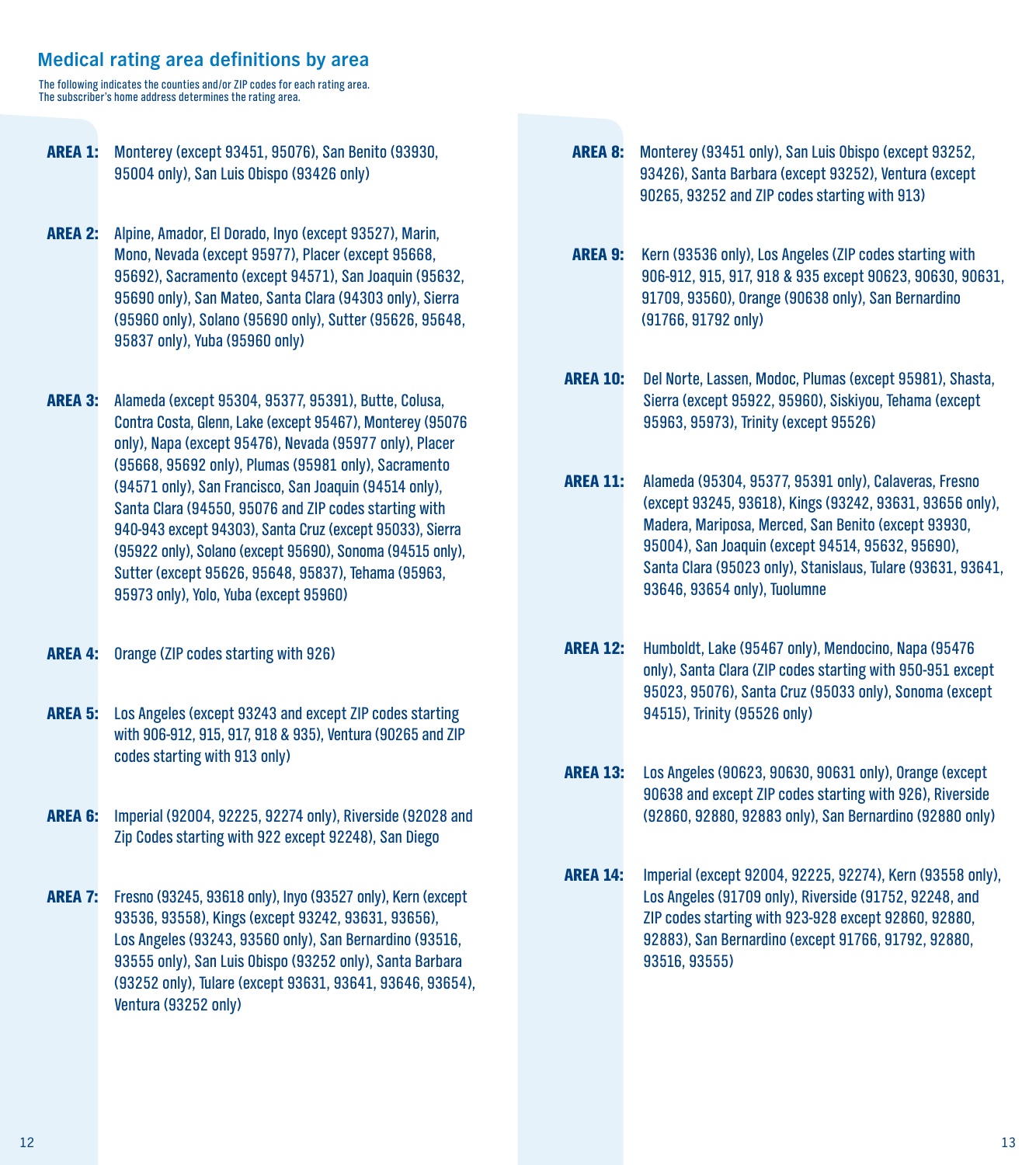## Medical rating area definitions by area

The following indicates the counties and/or ZIP codes for each rating area.
The subscriber's home address determines the rating area.

**AREA 1:** Monterey (except 93451, 95076), San Benito (93930, 95004 only), San Luis Obispo (93426 only)

**AREA 2:** Alpine, Amador, El Dorado, Inyo (except 93527), Marin, Mono, Nevada (except 95977), Placer (except 95668, 95692), Sacramento (except 94571), San Joaquin (95632, 95690 only), San Mateo, Santa Clara (94303 only), Sierra (95960 only), Solano (95690 only), Sutter (95626, 95648, 95837 only), Yuba (95960 only)

**AREA 3:** Alameda (except 95304, 95377, 95391), Butte, Colusa, Contra Costa, Glenn, Lake (except 95467), Monterey (95076 only), Napa (except 95476), Nevada (95977 only), Placer (95668, 95692 only), Plumas (95981 only), Sacramento (94571 only), San Francisco, San Joaquin (94514 only), Santa Clara (94550, 95076 and ZIP codes starting with 940-943 except 94303), Santa Cruz (except 95033), Sierra (95922 only), Solano (except 95690), Sonoma (94515 only), Sutter (except 95626, 95648, 95837), Tehama (95963, 95973 only), Yolo, Yuba (except 95960)

**AREA 4:** Orange (ZIP codes starting with 926)

**AREA 5:** Los Angeles (except 93243 and except ZIP codes starting with 906-912, 915, 917, 918 & 935), Ventura (90265 and ZIP codes starting with 913 only)

**AREA 6:** Imperial (92004, 92225, 92274 only), Riverside (92028 and Zip Codes starting with 922 except 92248), San Diego

**AREA 7:** Fresno (93245, 93618 only), Inyo (93527 only), Kern (except 93536, 93558), Kings (except 93242, 93631, 93656), Los Angeles (93243, 93560 only), San Bernardino (93516, 93555 only), San Luis Obispo (93252 only), Santa Barbara (93252 only), Tulare (except 93631, 93641, 93646, 93654), Ventura (93252 only)

**AREA 8:** Monterey (93451 only), San Luis Obispo (except 93252, 93426), Santa Barbara (except 93252), Ventura (except 90265, 93252 and ZIP codes starting with 913)

**AREA 9:** Kern (93536 only), Los Angeles (ZIP codes starting with 906-912, 915, 917, 918 & 935 except 90623, 90630, 90631, 91709, 93560), Orange (90638 only), San Bernardino (91766, 91792 only)

**AREA 10:** Del Norte, Lassen, Modoc, Plumas (except 95981), Shasta, Sierra (except 95922, 95960), Siskiyou, Tehama (except 95963, 95973), Trinity (except 95526)

**AREA 11:** Alameda (95304, 95377, 95391 only), Calaveras, Fresno (except 93245, 93618), Kings (93242, 93631, 93656 only), Madera, Mariposa, Merced, San Benito (except 93930, 95004), San Joaquin (except 94514, 95632, 95690), Santa Clara (95023 only), Stanislaus, Tulare (93631, 93641, 93646, 93654 only), Tuolumne

**AREA 12:** Humboldt, Lake (95467 only), Mendocino, Napa (95476 only), Santa Clara (ZIP codes starting with 950-951 except 95023, 95076), Santa Cruz (95033 only), Sonoma (except 94515), Trinity (95526 only)

**AREA 13:** Los Angeles (90623, 90630, 90631 only), Orange (except 90638 and except ZIP codes starting with 926), Riverside (92860, 92880, 92883 only), San Bernardino (92880 only)

**AREA 14:** Imperial (except 92004, 92225, 92274), Kern (93558 only), Los Angeles (91709 only), Riverside (91752, 92248, and ZIP codes starting with 923-928 except 92860, 92880, 92883), San Bernardino (except 91766, 91792, 92880, 93516, 93555)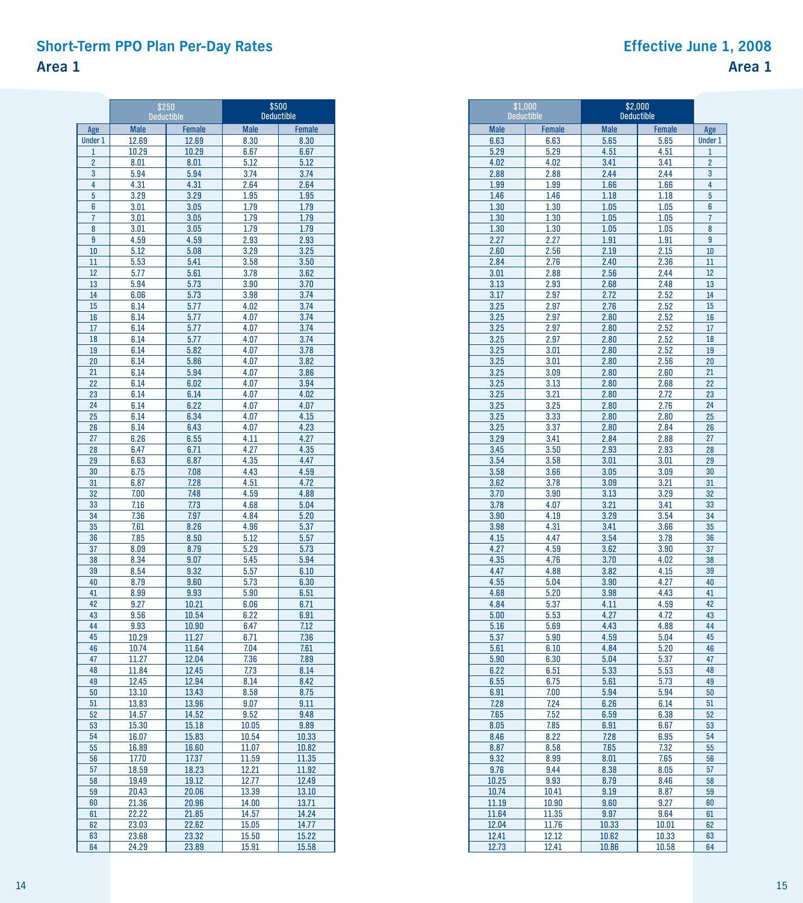## Short-Term PPO Plan Per-Day Rates

## Area 1

## Effective June 1, 2008

| Age | $250 Deductible | | $500 Deductible | | $1,000 Deductible | | $2,000 Deductible | |
|---|---|---|---|---|---|---|---|---|
| | Male | Female | Male | Female | Male | Female | Male | Female |
| Under 1 | 12.69 | 12.69 | 8.30 | 8.30 | 6.63 | 6.63 | 5.65 | 5.65 |
| 1 | 10.29 | 10.29 | 6.67 | 6.67 | 5.29 | 5.29 | 4.51 | 4.51 |
| 2 | 8.01 | 8.01 | 5.12 | 5.12 | 4.02 | 4.02 | 3.41 | 3.41 |
| 3 | 5.94 | 5.94 | 3.74 | 3.74 | 2.88 | 2.88 | 2.44 | 2.44 |
| 4 | 4.31 | 4.31 | 2.64 | 2.64 | 1.99 | 1.99 | 1.66 | 1.66 |
| 5 | 3.29 | 3.29 | 1.95 | 1.95 | 1.46 | 1.46 | 1.18 | 1.18 |
| 6 | 3.01 | 3.05 | 1.79 | 1.79 | 1.30 | 1.30 | 1.05 | 1.05 |
| 7 | 3.01 | 3.05 | 1.79 | 1.79 | 1.30 | 1.30 | 1.05 | 1.05 |
| 8 | 3.01 | 3.05 | 1.79 | 1.79 | 1.30 | 1.30 | 1.05 | 1.05 |
| 9 | 4.59 | 4.59 | 2.93 | 2.93 | 2.27 | 2.27 | 1.91 | 1.91 |
| 10 | 5.12 | 5.08 | 3.29 | 3.25 | 2.60 | 2.56 | 2.19 | 2.15 |
| 11 | 5.53 | 5.41 | 3.58 | 3.50 | 2.84 | 2.76 | 2.40 | 2.36 |
| 12 | 5.77 | 5.61 | 3.78 | 3.62 | 3.01 | 2.88 | 2.56 | 2.44 |
| 13 | 5.94 | 5.73 | 3.90 | 3.70 | 3.13 | 2.93 | 2.68 | 2.48 |
| 14 | 6.06 | 5.73 | 3.98 | 3.74 | 3.17 | 2.97 | 2.72 | 2.52 |
| 15 | 6.14 | 5.77 | 4.02 | 3.74 | 3.25 | 2.97 | 2.76 | 2.52 |
| 16 | 6.14 | 5.77 | 4.07 | 3.74 | 3.25 | 2.97 | 2.80 | 2.52 |
| 17 | 6.14 | 5.77 | 4.07 | 3.74 | 3.25 | 2.97 | 2.80 | 2.52 |
| 18 | 6.14 | 5.77 | 4.07 | 3.74 | 3.25 | 2.97 | 2.80 | 2.52 |
| 19 | 6.14 | 5.82 | 4.07 | 3.78 | 3.25 | 3.01 | 2.80 | 2.52 |
| 20 | 6.14 | 5.86 | 4.07 | 3.82 | 3.25 | 3.01 | 2.80 | 2.56 |
| 21 | 6.14 | 5.94 | 4.07 | 3.86 | 3.25 | 3.09 | 2.80 | 2.60 |
| 22 | 6.14 | 6.02 | 4.07 | 3.94 | 3.25 | 3.13 | 2.80 | 2.68 |
| 23 | 6.14 | 6.14 | 4.07 | 4.02 | 3.25 | 3.21 | 2.80 | 2.72 |
| 24 | 6.14 | 6.22 | 4.07 | 4.07 | 3.25 | 3.25 | 2.80 | 2.76 |
| 25 | 6.14 | 6.34 | 4.07 | 4.15 | 3.25 | 3.33 | 2.80 | 2.80 |
| 26 | 6.14 | 6.43 | 4.07 | 4.23 | 3.25 | 3.37 | 2.80 | 2.84 |
| 27 | 6.26 | 6.55 | 4.11 | 4.27 | 3.29 | 3.41 | 2.84 | 2.88 |
| 28 | 6.47 | 6.71 | 4.27 | 4.35 | 3.45 | 3.50 | 2.93 | 2.93 |
| 29 | 6.63 | 6.87 | 4.35 | 4.47 | 3.54 | 3.58 | 3.01 | 3.01 |
| 30 | 6.75 | 7.08 | 4.43 | 4.59 | 3.58 | 3.66 | 3.05 | 3.09 |
| 31 | 6.87 | 7.28 | 4.51 | 4.72 | 3.62 | 3.78 | 3.09 | 3.21 |
| 32 | 7.00 | 7.48 | 4.59 | 4.88 | 3.70 | 3.90 | 3.13 | 3.29 |
| 33 | 7.16 | 7.73 | 4.68 | 5.04 | 3.78 | 4.07 | 3.21 | 3.41 |
| 34 | 7.36 | 7.97 | 4.84 | 5.20 | 3.90 | 4.19 | 3.29 | 3.54 |
| 35 | 7.61 | 8.26 | 4.96 | 5.37 | 3.98 | 4.31 | 3.41 | 3.66 |
| 36 | 7.85 | 8.50 | 5.12 | 5.57 | 4.15 | 4.47 | 3.54 | 3.78 |
| 37 | 8.09 | 8.79 | 5.29 | 5.73 | 4.27 | 4.59 | 3.62 | 3.90 |
| 38 | 8.34 | 9.07 | 5.45 | 5.94 | 4.35 | 4.76 | 3.70 | 4.02 |
| 39 | 8.54 | 9.32 | 5.57 | 6.10 | 4.47 | 4.88 | 3.82 | 4.15 |
| 40 | 8.79 | 9.60 | 5.73 | 6.30 | 4.55 | 5.04 | 3.90 | 4.27 |
| 41 | 8.99 | 9.93 | 5.90 | 6.51 | 4.68 | 5.20 | 3.98 | 4.43 |
| 42 | 9.27 | 10.21 | 6.06 | 6.71 | 4.84 | 5.37 | 4.11 | 4.59 |
| 43 | 9.56 | 10.54 | 6.22 | 6.91 | 5.00 | 5.53 | 4.27 | 4.72 |
| 44 | 9.93 | 10.90 | 6.47 | 7.12 | 5.16 | 5.69 | 4.43 | 4.88 |
| 45 | 10.29 | 11.27 | 6.71 | 7.36 | 5.37 | 5.90 | 4.59 | 5.04 |
| 46 | 10.74 | 11.64 | 7.04 | 7.61 | 5.61 | 6.10 | 4.84 | 5.20 |
| 47 | 11.27 | 12.04 | 7.36 | 7.89 | 5.90 | 6.30 | 5.04 | 5.37 |
| 48 | 11.84 | 12.45 | 7.73 | 8.14 | 6.22 | 6.51 | 5.33 | 5.53 |
| 49 | 12.45 | 12.94 | 8.14 | 8.42 | 6.55 | 6.75 | 5.61 | 5.73 |
| 50 | 13.10 | 13.43 | 8.58 | 8.75 | 6.91 | 7.00 | 5.94 | 5.94 |
| 51 | 13.83 | 13.96 | 9.07 | 9.11 | 7.28 | 7.24 | 6.26 | 6.14 |
| 52 | 14.57 | 14.52 | 9.52 | 9.48 | 7.65 | 7.52 | 6.59 | 6.38 |
| 53 | 15.30 | 15.18 | 10.05 | 9.89 | 8.05 | 7.85 | 6.91 | 6.67 |
| 54 | 16.07 | 15.83 | 10.54 | 10.33 | 8.46 | 8.22 | 7.28 | 6.95 |
| 55 | 16.89 | 16.60 | 11.07 | 10.82 | 8.87 | 8.58 | 7.65 | 7.32 |
| 56 | 17.70 | 17.37 | 11.59 | 11.35 | 9.32 | 8.99 | 8.01 | 7.65 |
| 57 | 18.59 | 18.23 | 12.21 | 11.92 | 9.76 | 9.44 | 8.38 | 8.05 |
| 58 | 19.49 | 19.12 | 12.77 | 12.49 | 10.25 | 9.93 | 8.79 | 8.46 |
| 59 | 20.43 | 20.06 | 13.39 | 13.10 | 10.74 | 10.41 | 9.19 | 8.87 |
| 60 | 21.36 | 20.96 | 14.00 | 13.71 | 11.19 | 10.90 | 9.60 | 9.27 |
| 61 | 22.22 | 21.85 | 14.57 | 14.24 | 11.64 | 11.35 | 9.97 | 9.64 |
| 62 | 23.03 | 22.62 | 15.05 | 14.77 | 12.04 | 11.76 | 10.33 | 10.01 |
| 63 | 23.68 | 23.32 | 15.50 | 15.22 | 12.41 | 12.12 | 10.62 | 10.33 |
| 64 | 24.29 | 23.89 | 15.91 | 15.58 | 12.73 | 12.41 | 10.86 | 10.58 |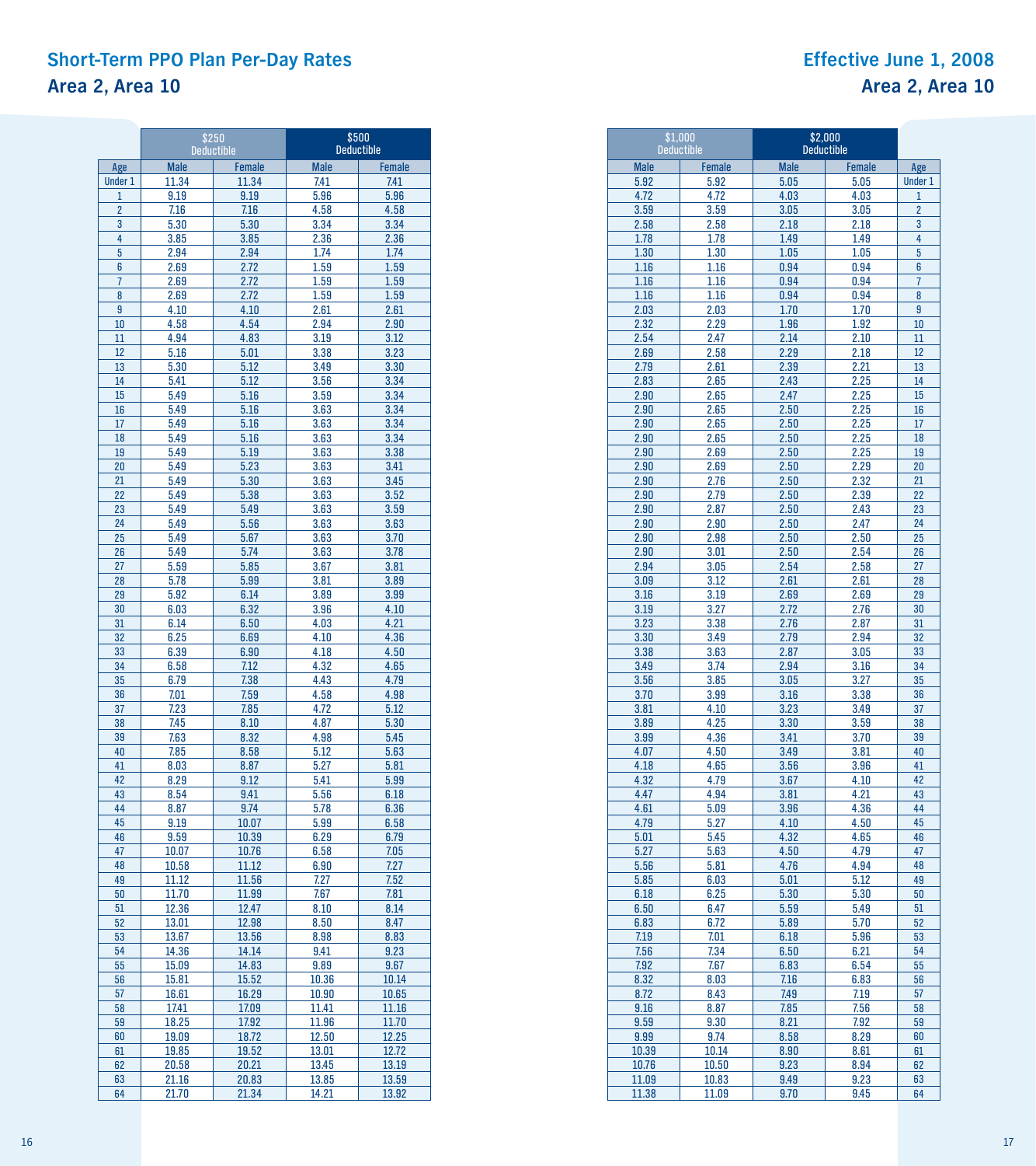## Short-Term PPO Plan Per-Day Rates

## Area 2, Area 10

## Effective June 1, 2008

| Age | $250 Deductible | | $500 Deductible | | $1,000 Deductible | | $2,000 Deductible | | Age |
|---|---|---|---|---|---|---|---|---|---|
| | Male | Female | Male | Female | Male | Female | Male | Female | |
| Under 1 | 11.34 | 11.34 | 7.41 | 7.41 | 5.92 | 5.92 | 5.05 | 5.05 | Under 1 |
| 1 | 9.19 | 9.19 | 5.96 | 5.96 | 4.72 | 4.72 | 4.03 | 4.03 | 1 |
| 2 | 7.16 | 7.16 | 4.58 | 4.58 | 3.59 | 3.59 | 3.05 | 3.05 | 2 |
| 3 | 5.30 | 5.30 | 3.34 | 3.34 | 2.58 | 2.58 | 2.18 | 2.18 | 3 |
| 4 | 3.85 | 3.85 | 2.36 | 2.36 | 1.78 | 1.78 | 1.49 | 1.49 | 4 |
| 5 | 2.94 | 2.94 | 1.74 | 1.74 | 1.30 | 1.30 | 1.05 | 1.05 | 5 |
| 6 | 2.69 | 2.72 | 1.59 | 1.59 | 1.16 | 1.16 | 0.94 | 0.94 | 6 |
| 7 | 2.69 | 2.72 | 1.59 | 1.59 | 1.16 | 1.16 | 0.94 | 0.94 | 7 |
| 8 | 2.69 | 2.72 | 1.59 | 1.59 | 1.16 | 1.16 | 0.94 | 0.94 | 8 |
| 9 | 4.10 | 4.10 | 2.61 | 2.61 | 2.03 | 2.03 | 1.70 | 1.70 | 9 |
| 10 | 4.58 | 4.54 | 2.94 | 2.90 | 2.32 | 2.29 | 1.96 | 1.92 | 10 |
| 11 | 4.94 | 4.83 | 3.19 | 3.12 | 2.54 | 2.47 | 2.14 | 2.10 | 11 |
| 12 | 5.16 | 5.01 | 3.38 | 3.23 | 2.69 | 2.58 | 2.29 | 2.18 | 12 |
| 13 | 5.30 | 5.12 | 3.49 | 3.30 | 2.79 | 2.61 | 2.39 | 2.21 | 13 |
| 14 | 5.41 | 5.12 | 3.56 | 3.34 | 2.83 | 2.65 | 2.43 | 2.25 | 14 |
| 15 | 5.49 | 5.16 | 3.59 | 3.34 | 2.90 | 2.65 | 2.47 | 2.25 | 15 |
| 16 | 5.49 | 5.16 | 3.63 | 3.34 | 2.90 | 2.65 | 2.50 | 2.25 | 16 |
| 17 | 5.49 | 5.16 | 3.63 | 3.34 | 2.90 | 2.65 | 2.50 | 2.25 | 17 |
| 18 | 5.49 | 5.16 | 3.63 | 3.34 | 2.90 | 2.65 | 2.50 | 2.25 | 18 |
| 19 | 5.49 | 5.19 | 3.63 | 3.38 | 2.90 | 2.69 | 2.50 | 2.25 | 19 |
| 20 | 5.49 | 5.23 | 3.63 | 3.41 | 2.90 | 2.69 | 2.50 | 2.29 | 20 |
| 21 | 5.49 | 5.30 | 3.63 | 3.45 | 2.90 | 2.76 | 2.50 | 2.32 | 21 |
| 22 | 5.49 | 5.38 | 3.63 | 3.52 | 2.90 | 2.79 | 2.50 | 2.39 | 22 |
| 23 | 5.49 | 5.49 | 3.63 | 3.59 | 2.90 | 2.87 | 2.50 | 2.43 | 23 |
| 24 | 5.49 | 5.56 | 3.63 | 3.63 | 2.90 | 2.90 | 2.50 | 2.47 | 24 |
| 25 | 5.49 | 5.67 | 3.63 | 3.70 | 2.90 | 2.98 | 2.50 | 2.50 | 25 |
| 26 | 5.49 | 5.74 | 3.63 | 3.78 | 2.90 | 3.01 | 2.50 | 2.54 | 26 |
| 27 | 5.59 | 5.85 | 3.67 | 3.81 | 2.94 | 3.05 | 2.54 | 2.58 | 27 |
| 28 | 5.78 | 5.99 | 3.81 | 3.89 | 3.09 | 3.12 | 2.61 | 2.61 | 28 |
| 29 | 5.92 | 6.14 | 3.89 | 3.99 | 3.16 | 3.19 | 2.69 | 2.69 | 29 |
| 30 | 6.03 | 6.32 | 3.96 | 4.10 | 3.19 | 3.27 | 2.72 | 2.76 | 30 |
| 31 | 6.14 | 6.50 | 4.03 | 4.21 | 3.23 | 3.38 | 2.76 | 2.87 | 31 |
| 32 | 6.25 | 6.69 | 4.10 | 4.36 | 3.30 | 3.49 | 2.79 | 2.94 | 32 |
| 33 | 6.39 | 6.90 | 4.18 | 4.50 | 3.38 | 3.63 | 2.87 | 3.05 | 33 |
| 34 | 6.58 | 7.12 | 4.32 | 4.65 | 3.49 | 3.74 | 2.94 | 3.16 | 34 |
| 35 | 6.79 | 7.38 | 4.43 | 4.79 | 3.56 | 3.85 | 3.05 | 3.27 | 35 |
| 36 | 7.01 | 7.59 | 4.58 | 4.98 | 3.70 | 3.99 | 3.16 | 3.38 | 36 |
| 37 | 7.23 | 7.85 | 4.72 | 5.12 | 3.81 | 4.10 | 3.23 | 3.49 | 37 |
| 38 | 7.45 | 8.10 | 4.87 | 5.30 | 3.89 | 4.25 | 3.30 | 3.59 | 38 |
| 39 | 7.63 | 8.32 | 4.98 | 5.45 | 3.99 | 4.36 | 3.41 | 3.70 | 39 |
| 40 | 7.85 | 8.58 | 5.12 | 5.63 | 4.07 | 4.50 | 3.49 | 3.81 | 40 |
| 41 | 8.03 | 8.87 | 5.27 | 5.81 | 4.18 | 4.65 | 3.56 | 3.96 | 41 |
| 42 | 8.29 | 9.12 | 5.41 | 5.99 | 4.32 | 4.79 | 3.67 | 4.10 | 42 |
| 43 | 8.54 | 9.41 | 5.56 | 6.18 | 4.47 | 4.94 | 3.81 | 4.21 | 43 |
| 44 | 8.87 | 9.74 | 5.78 | 6.36 | 4.61 | 5.09 | 3.96 | 4.36 | 44 |
| 45 | 9.19 | 10.07 | 5.99 | 6.58 | 4.79 | 5.27 | 4.10 | 4.50 | 45 |
| 46 | 9.59 | 10.39 | 6.29 | 6.79 | 5.01 | 5.45 | 4.32 | 4.65 | 46 |
| 47 | 10.07 | 10.76 | 6.58 | 7.05 | 5.27 | 5.63 | 4.50 | 4.79 | 47 |
| 48 | 10.58 | 11.12 | 6.90 | 7.27 | 5.56 | 5.81 | 4.76 | 4.94 | 48 |
| 49 | 11.12 | 11.56 | 7.27 | 7.52 | 5.85 | 6.03 | 5.01 | 5.12 | 49 |
| 50 | 11.70 | 11.99 | 7.67 | 7.81 | 6.18 | 6.25 | 5.30 | 5.30 | 50 |
| 51 | 12.36 | 12.47 | 8.10 | 8.14 | 6.50 | 6.47 | 5.59 | 5.49 | 51 |
| 52 | 13.01 | 12.98 | 8.50 | 8.47 | 6.83 | 6.72 | 5.89 | 5.70 | 52 |
| 53 | 13.67 | 13.56 | 8.98 | 8.83 | 7.19 | 7.01 | 6.18 | 5.96 | 53 |
| 54 | 14.36 | 14.14 | 9.41 | 9.23 | 7.56 | 7.34 | 6.50 | 6.21 | 54 |
| 55 | 15.09 | 14.83 | 9.89 | 9.67 | 7.92 | 7.67 | 6.83 | 6.54 | 55 |
| 56 | 15.81 | 15.52 | 10.36 | 10.14 | 8.32 | 8.03 | 7.16 | 6.83 | 56 |
| 57 | 16.61 | 16.29 | 10.90 | 10.65 | 8.72 | 8.43 | 7.49 | 7.19 | 57 |
| 58 | 17.41 | 17.09 | 11.41 | 11.16 | 9.16 | 8.87 | 7.85 | 7.56 | 58 |
| 59 | 18.25 | 17.92 | 11.96 | 11.70 | 9.59 | 9.30 | 8.21 | 7.92 | 59 |
| 60 | 19.09 | 18.72 | 12.50 | 12.25 | 9.99 | 9.74 | 8.58 | 8.29 | 60 |
| 61 | 19.85 | 19.52 | 13.01 | 12.72 | 10.39 | 10.14 | 8.90 | 8.61 | 61 |
| 62 | 20.58 | 20.21 | 13.45 | 13.19 | 10.76 | 10.50 | 9.23 | 8.94 | 62 |
| 63 | 21.16 | 20.83 | 13.85 | 13.59 | 11.09 | 10.83 | 9.49 | 9.23 | 63 |
| 64 | 21.70 | 21.34 | 14.21 | 13.92 | 11.38 | 11.09 | 9.70 | 9.45 | 64 |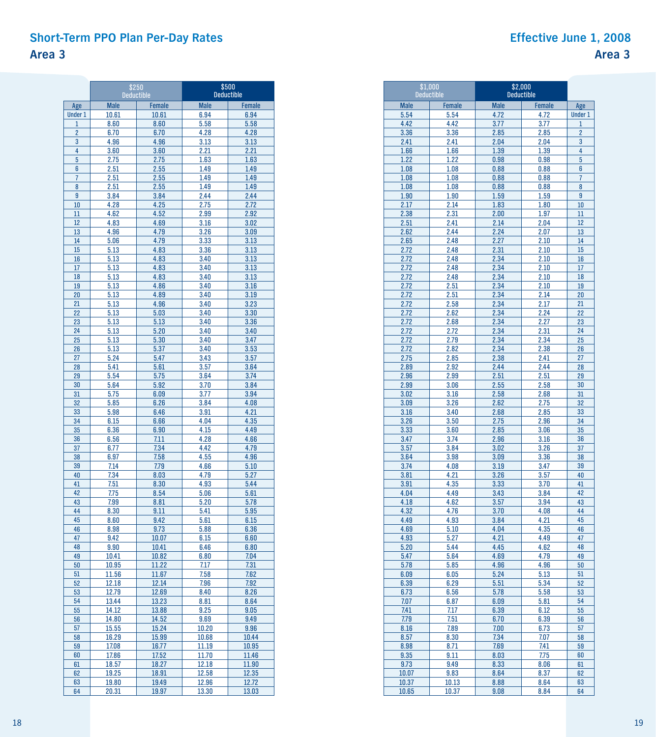# Short-Term PPO Plan Per-Day Rates

## Area 3

Effective June 1, 2008

| Age | $250 Deductible Male | $250 Deductible Female | $500 Deductible Male | $500 Deductible Female | $1,000 Deductible Male | $1,000 Deductible Female | $2,000 Deductible Male | $2,000 Deductible Female |
|---|---|---|---|---|---|---|---|---|
| Under 1 | 10.61 | 10.61 | 6.94 | 6.94 | 5.54 | 5.54 | 4.72 | 4.72 |
| 1 | 8.60 | 8.60 | 5.58 | 5.58 | 4.42 | 4.42 | 3.77 | 3.77 |
| 2 | 6.70 | 6.70 | 4.28 | 4.28 | 3.36 | 3.36 | 2.85 | 2.85 |
| 3 | 4.96 | 4.96 | 3.13 | 3.13 | 2.41 | 2.41 | 2.04 | 2.04 |
| 4 | 3.60 | 3.60 | 2.21 | 2.21 | 1.66 | 1.66 | 1.39 | 1.39 |
| 5 | 2.75 | 2.75 | 1.63 | 1.63 | 1.22 | 1.22 | 0.98 | 0.98 |
| 6 | 2.51 | 2.55 | 1.49 | 1.49 | 1.08 | 1.08 | 0.88 | 0.88 |
| 7 | 2.51 | 2.55 | 1.49 | 1.49 | 1.08 | 1.08 | 0.88 | 0.88 |
| 8 | 2.51 | 2.55 | 1.49 | 1.49 | 1.08 | 1.08 | 0.88 | 0.88 |
| 9 | 3.84 | 3.84 | 2.44 | 2.44 | 1.90 | 1.90 | 1.59 | 1.59 |
| 10 | 4.28 | 4.25 | 2.75 | 2.72 | 2.17 | 2.14 | 1.83 | 1.80 |
| 11 | 4.62 | 4.52 | 2.99 | 2.92 | 2.38 | 2.31 | 2.00 | 1.97 |
| 12 | 4.83 | 4.69 | 3.16 | 3.02 | 2.51 | 2.41 | 2.14 | 2.04 |
| 13 | 4.96 | 4.79 | 3.26 | 3.09 | 2.62 | 2.44 | 2.24 | 2.07 |
| 14 | 5.06 | 4.79 | 3.33 | 3.13 | 2.65 | 2.48 | 2.27 | 2.10 |
| 15 | 5.13 | 4.83 | 3.36 | 3.13 | 2.72 | 2.48 | 2.31 | 2.10 |
| 16 | 5.13 | 4.83 | 3.40 | 3.13 | 2.72 | 2.48 | 2.34 | 2.10 |
| 17 | 5.13 | 4.83 | 3.40 | 3.13 | 2.72 | 2.48 | 2.34 | 2.10 |
| 18 | 5.13 | 4.83 | 3.40 | 3.13 | 2.72 | 2.48 | 2.34 | 2.10 |
| 19 | 5.13 | 4.86 | 3.40 | 3.16 | 2.72 | 2.51 | 2.34 | 2.10 |
| 20 | 5.13 | 4.89 | 3.40 | 3.19 | 2.72 | 2.51 | 2.34 | 2.14 |
| 21 | 5.13 | 4.96 | 3.40 | 3.23 | 2.72 | 2.58 | 2.34 | 2.17 |
| 22 | 5.13 | 5.03 | 3.40 | 3.30 | 2.72 | 2.62 | 2.34 | 2.24 |
| 23 | 5.13 | 5.13 | 3.40 | 3.36 | 2.72 | 2.68 | 2.34 | 2.27 |
| 24 | 5.13 | 5.20 | 3.40 | 3.40 | 2.72 | 2.72 | 2.34 | 2.31 |
| 25 | 5.13 | 5.30 | 3.40 | 3.47 | 2.72 | 2.79 | 2.34 | 2.34 |
| 26 | 5.13 | 5.37 | 3.40 | 3.53 | 2.72 | 2.82 | 2.34 | 2.38 |
| 27 | 5.24 | 5.47 | 3.43 | 3.57 | 2.75 | 2.85 | 2.38 | 2.41 |
| 28 | 5.41 | 5.61 | 3.57 | 3.64 | 2.89 | 2.92 | 2.44 | 2.44 |
| 29 | 5.54 | 5.75 | 3.64 | 3.74 | 2.96 | 2.99 | 2.51 | 2.51 |
| 30 | 5.64 | 5.92 | 3.70 | 3.84 | 2.99 | 3.06 | 2.55 | 2.58 |
| 31 | 5.75 | 6.09 | 3.77 | 3.94 | 3.02 | 3.16 | 2.58 | 2.68 |
| 32 | 5.85 | 6.26 | 3.84 | 4.08 | 3.09 | 3.26 | 2.62 | 2.75 |
| 33 | 5.98 | 6.46 | 3.91 | 4.21 | 3.16 | 3.40 | 2.68 | 2.85 |
| 34 | 6.15 | 6.66 | 4.04 | 4.35 | 3.26 | 3.50 | 2.75 | 2.96 |
| 35 | 6.36 | 6.90 | 4.15 | 4.49 | 3.33 | 3.60 | 2.85 | 3.06 |
| 36 | 6.56 | 7.11 | 4.28 | 4.66 | 3.47 | 3.74 | 2.96 | 3.16 |
| 37 | 6.77 | 7.34 | 4.42 | 4.79 | 3.57 | 3.84 | 3.02 | 3.26 |
| 38 | 6.97 | 7.58 | 4.55 | 4.96 | 3.64 | 3.98 | 3.09 | 3.36 |
| 39 | 7.14 | 7.79 | 4.66 | 5.10 | 3.74 | 4.08 | 3.19 | 3.47 |
| 40 | 7.34 | 8.03 | 4.79 | 5.27 | 3.81 | 4.21 | 3.26 | 3.57 |
| 41 | 7.51 | 8.30 | 4.93 | 5.44 | 3.91 | 4.35 | 3.33 | 3.70 |
| 42 | 7.75 | 8.54 | 5.06 | 5.61 | 4.04 | 4.49 | 3.43 | 3.84 |
| 43 | 7.99 | 8.81 | 5.20 | 5.78 | 4.18 | 4.62 | 3.57 | 3.94 |
| 44 | 8.30 | 9.11 | 5.41 | 5.95 | 4.32 | 4.76 | 3.70 | 4.08 |
| 45 | 8.60 | 9.42 | 5.61 | 6.15 | 4.49 | 4.93 | 3.84 | 4.21 |
| 46 | 8.98 | 9.73 | 5.88 | 6.36 | 4.69 | 5.10 | 4.04 | 4.35 |
| 47 | 9.42 | 10.07 | 6.15 | 6.60 | 4.93 | 5.27 | 4.21 | 4.49 |
| 48 | 9.90 | 10.41 | 6.46 | 6.80 | 5.20 | 5.44 | 4.45 | 4.62 |
| 49 | 10.41 | 10.82 | 6.80 | 7.04 | 5.47 | 5.64 | 4.69 | 4.79 |
| 50 | 10.95 | 11.22 | 7.17 | 7.31 | 5.78 | 5.85 | 4.96 | 4.96 |
| 51 | 11.56 | 11.67 | 7.58 | 7.62 | 6.09 | 6.05 | 5.24 | 5.13 |
| 52 | 12.18 | 12.14 | 7.96 | 7.92 | 6.39 | 6.29 | 5.51 | 5.34 |
| 53 | 12.79 | 12.69 | 8.40 | 8.26 | 6.73 | 6.56 | 5.78 | 5.58 |
| 54 | 13.44 | 13.23 | 8.81 | 8.64 | 7.07 | 6.87 | 6.09 | 5.81 |
| 55 | 14.12 | 13.88 | 9.25 | 9.05 | 7.41 | 7.17 | 6.39 | 6.12 |
| 56 | 14.80 | 14.52 | 9.69 | 9.49 | 7.79 | 7.51 | 6.70 | 6.39 |
| 57 | 15.55 | 15.24 | 10.20 | 9.96 | 8.16 | 7.89 | 7.00 | 6.73 |
| 58 | 16.29 | 15.99 | 10.68 | 10.44 | 8.57 | 8.30 | 7.34 | 7.07 |
| 59 | 17.08 | 16.77 | 11.19 | 10.95 | 8.98 | 8.71 | 7.69 | 7.41 |
| 60 | 17.86 | 17.52 | 11.70 | 11.46 | 9.35 | 9.11 | 8.03 | 7.75 |
| 61 | 18.57 | 18.27 | 12.18 | 11.90 | 9.73 | 9.49 | 8.33 | 8.06 |
| 62 | 19.25 | 18.91 | 12.58 | 12.35 | 10.07 | 9.83 | 8.64 | 8.37 |
| 63 | 19.80 | 19.49 | 12.96 | 12.72 | 10.37 | 10.13 | 8.88 | 8.64 |
| 64 | 20.31 | 19.97 | 13.30 | 13.03 | 10.65 | 10.37 | 9.08 | 8.84 |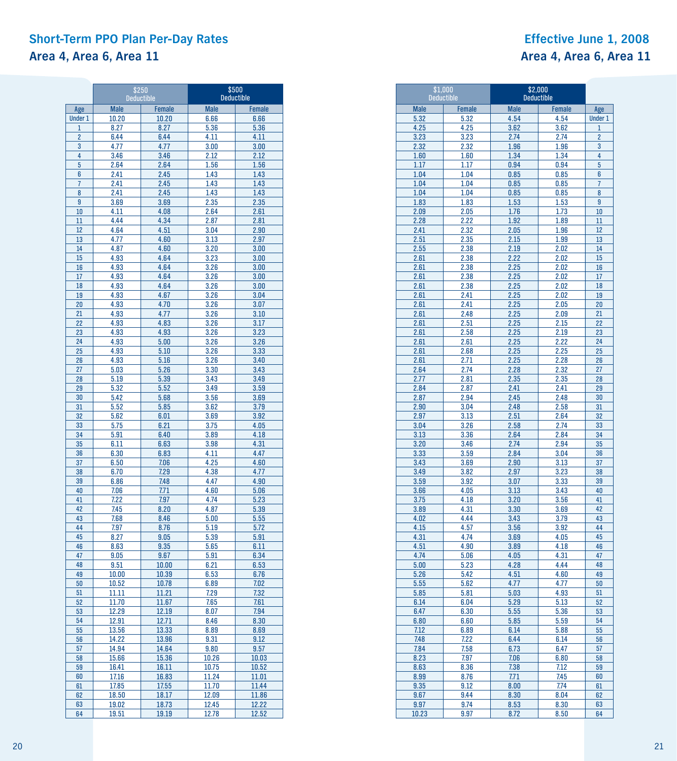## Short-Term PPO Plan Per-Day Rates

## Effective June 1, 2008

### Area 4, Area 6, Area 11

| | $250 Deductible | | $500 Deductible | | $1,000 Deductible | | $2,000 Deductible | |
|---|---|---|---|---|---|---|---|---|
| Age | Male | Female | Male | Female | Male | Female | Male | Female |
| Under 1 | 10.20 | 10.20 | 6.66 | 6.66 | 5.32 | 5.32 | 4.54 | 4.54 |
| 1 | 8.27 | 8.27 | 5.36 | 5.36 | 4.25 | 4.25 | 3.62 | 3.62 |
| 2 | 6.44 | 6.44 | 4.11 | 4.11 | 3.23 | 3.23 | 2.74 | 2.74 |
| 3 | 4.77 | 4.77 | 3.00 | 3.00 | 2.32 | 2.32 | 1.96 | 1.96 |
| 4 | 3.46 | 3.46 | 2.12 | 2.12 | 1.60 | 1.60 | 1.34 | 1.34 |
| 5 | 2.64 | 2.64 | 1.56 | 1.56 | 1.17 | 1.17 | 0.94 | 0.94 |
| 6 | 2.41 | 2.45 | 1.43 | 1.43 | 1.04 | 1.04 | 0.85 | 0.85 |
| 7 | 2.41 | 2.45 | 1.43 | 1.43 | 1.04 | 1.04 | 0.85 | 0.85 |
| 8 | 2.41 | 2.45 | 1.43 | 1.43 | 1.04 | 1.04 | 0.85 | 0.85 |
| 9 | 3.69 | 3.69 | 2.35 | 2.35 | 1.83 | 1.83 | 1.53 | 1.53 |
| 10 | 4.11 | 4.08 | 2.64 | 2.61 | 2.09 | 2.05 | 1.76 | 1.73 |
| 11 | 4.44 | 4.34 | 2.87 | 2.81 | 2.28 | 2.22 | 1.92 | 1.89 |
| 12 | 4.64 | 4.51 | 3.04 | 2.90 | 2.41 | 2.32 | 2.05 | 1.96 |
| 13 | 4.77 | 4.60 | 3.13 | 2.97 | 2.51 | 2.35 | 2.15 | 1.99 |
| 14 | 4.87 | 4.60 | 3.20 | 3.00 | 2.55 | 2.38 | 2.19 | 2.02 |
| 15 | 4.93 | 4.64 | 3.23 | 3.00 | 2.61 | 2.38 | 2.22 | 2.02 |
| 16 | 4.93 | 4.64 | 3.26 | 3.00 | 2.61 | 2.38 | 2.25 | 2.02 |
| 17 | 4.93 | 4.64 | 3.26 | 3.00 | 2.61 | 2.38 | 2.25 | 2.02 |
| 18 | 4.93 | 4.64 | 3.26 | 3.00 | 2.61 | 2.38 | 2.25 | 2.02 |
| 19 | 4.93 | 4.67 | 3.26 | 3.04 | 2.61 | 2.41 | 2.25 | 2.02 |
| 20 | 4.93 | 4.70 | 3.26 | 3.07 | 2.61 | 2.41 | 2.25 | 2.05 |
| 21 | 4.93 | 4.77 | 3.26 | 3.10 | 2.61 | 2.48 | 2.25 | 2.09 |
| 22 | 4.93 | 4.83 | 3.26 | 3.17 | 2.61 | 2.51 | 2.25 | 2.15 |
| 23 | 4.93 | 4.93 | 3.26 | 3.23 | 2.61 | 2.58 | 2.25 | 2.19 |
| 24 | 4.93 | 5.00 | 3.26 | 3.26 | 2.61 | 2.61 | 2.25 | 2.22 |
| 25 | 4.93 | 5.10 | 3.26 | 3.33 | 2.61 | 2.68 | 2.25 | 2.25 |
| 26 | 4.93 | 5.16 | 3.26 | 3.40 | 2.61 | 2.71 | 2.25 | 2.28 |
| 27 | 5.03 | 5.26 | 3.30 | 3.43 | 2.64 | 2.74 | 2.28 | 2.32 |
| 28 | 5.19 | 5.39 | 3.43 | 3.49 | 2.77 | 2.81 | 2.35 | 2.35 |
| 29 | 5.32 | 5.52 | 3.49 | 3.59 | 2.84 | 2.87 | 2.41 | 2.41 |
| 30 | 5.42 | 5.68 | 3.56 | 3.69 | 2.87 | 2.94 | 2.45 | 2.48 |
| 31 | 5.52 | 5.85 | 3.62 | 3.79 | 2.90 | 3.04 | 2.48 | 2.58 |
| 32 | 5.62 | 6.01 | 3.69 | 3.92 | 2.97 | 3.13 | 2.51 | 2.64 |
| 33 | 5.75 | 6.21 | 3.75 | 4.05 | 3.04 | 3.26 | 2.58 | 2.74 |
| 34 | 5.91 | 6.40 | 3.89 | 4.18 | 3.13 | 3.36 | 2.64 | 2.84 |
| 35 | 6.11 | 6.63 | 3.98 | 4.31 | 3.20 | 3.46 | 2.74 | 2.94 |
| 36 | 6.30 | 6.83 | 4.11 | 4.47 | 3.33 | 3.59 | 2.84 | 3.04 |
| 37 | 6.50 | 7.06 | 4.25 | 4.60 | 3.43 | 3.69 | 2.90 | 3.13 |
| 38 | 6.70 | 7.29 | 4.38 | 4.77 | 3.49 | 3.82 | 2.97 | 3.23 |
| 39 | 6.86 | 7.48 | 4.47 | 4.90 | 3.59 | 3.92 | 3.07 | 3.33 |
| 40 | 7.06 | 7.71 | 4.60 | 5.06 | 3.66 | 4.05 | 3.13 | 3.43 |
| 41 | 7.22 | 7.97 | 4.74 | 5.23 | 3.75 | 4.18 | 3.20 | 3.56 |
| 42 | 7.45 | 8.20 | 4.87 | 5.39 | 3.89 | 4.31 | 3.30 | 3.69 |
| 43 | 7.68 | 8.46 | 5.00 | 5.55 | 4.02 | 4.44 | 3.43 | 3.79 |
| 44 | 7.97 | 8.76 | 5.19 | 5.72 | 4.15 | 4.57 | 3.56 | 3.92 |
| 45 | 8.27 | 9.05 | 5.39 | 5.91 | 4.31 | 4.74 | 3.69 | 4.05 |
| 46 | 8.63 | 9.35 | 5.65 | 6.11 | 4.51 | 4.90 | 3.89 | 4.18 |
| 47 | 9.05 | 9.67 | 5.91 | 6.34 | 4.74 | 5.06 | 4.05 | 4.31 |
| 48 | 9.51 | 10.00 | 6.21 | 6.53 | 5.00 | 5.23 | 4.28 | 4.44 |
| 49 | 10.00 | 10.39 | 6.53 | 6.76 | 5.26 | 5.42 | 4.51 | 4.60 |
| 50 | 10.52 | 10.78 | 6.89 | 7.02 | 5.55 | 5.62 | 4.77 | 4.77 |
| 51 | 11.11 | 11.21 | 7.29 | 7.32 | 5.85 | 5.81 | 5.03 | 4.93 |
| 52 | 11.70 | 11.67 | 7.65 | 7.61 | 6.14 | 6.04 | 5.29 | 5.13 |
| 53 | 12.29 | 12.19 | 8.07 | 7.94 | 6.47 | 6.30 | 5.55 | 5.36 |
| 54 | 12.91 | 12.71 | 8.46 | 8.30 | 6.80 | 6.60 | 5.85 | 5.59 |
| 55 | 13.56 | 13.33 | 8.89 | 8.69 | 7.12 | 6.89 | 6.14 | 5.88 |
| 56 | 14.22 | 13.96 | 9.31 | 9.12 | 7.48 | 7.22 | 6.44 | 6.14 |
| 57 | 14.94 | 14.64 | 9.80 | 9.57 | 7.84 | 7.58 | 6.73 | 6.47 |
| 58 | 15.66 | 15.36 | 10.26 | 10.03 | 8.23 | 7.97 | 7.06 | 6.80 |
| 59 | 16.41 | 16.11 | 10.75 | 10.52 | 8.63 | 8.36 | 7.38 | 7.12 |
| 60 | 17.16 | 16.83 | 11.24 | 11.01 | 8.99 | 8.76 | 7.71 | 7.45 |
| 61 | 17.85 | 17.55 | 11.70 | 11.44 | 9.35 | 9.12 | 8.00 | 7.74 |
| 62 | 18.50 | 18.17 | 12.09 | 11.86 | 9.67 | 9.44 | 8.30 | 8.04 |
| 63 | 19.02 | 18.73 | 12.45 | 12.22 | 9.97 | 9.74 | 8.53 | 8.30 |
| 64 | 19.51 | 19.19 | 12.78 | 12.52 | 10.23 | 9.97 | 8.72 | 8.50 |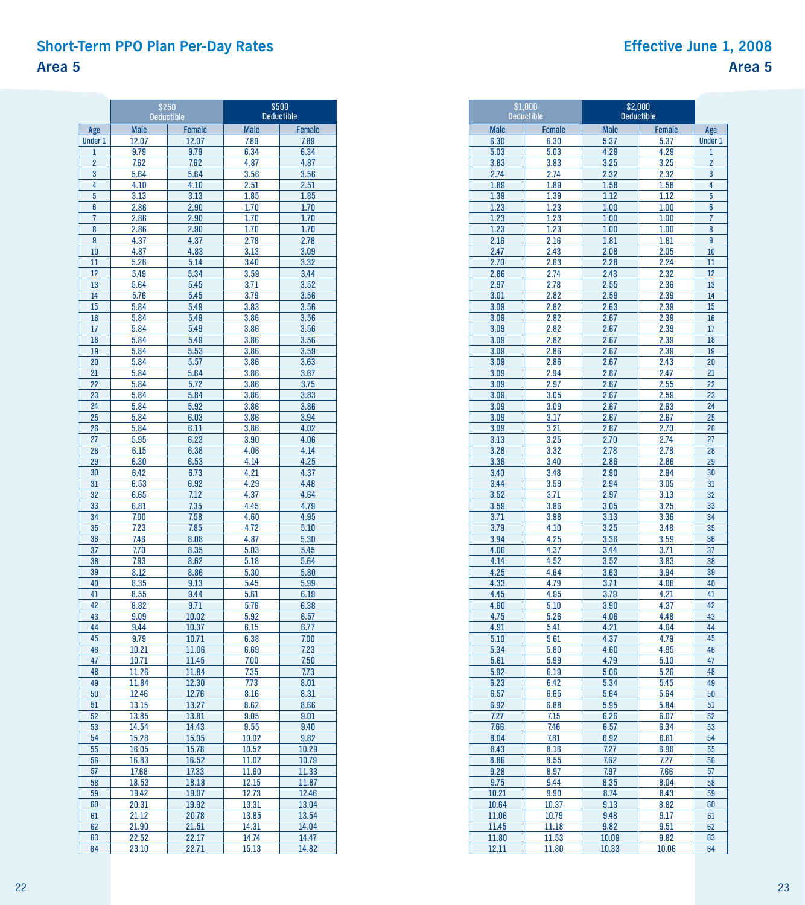## Short-Term PPO Plan Per-Day Rates

## Area 5

## Effective June 1, 2008

| Age | $250 Deductible | | $500 Deductible | | $1,000 Deductible | | $2,000 Deductible | |
|---|---|---|---|---|---|---|---|---|
| | Male | Female | Male | Female | Male | Female | Male | Female |
| Under 1 | 12.07 | 12.07 | 7.89 | 7.89 | 6.30 | 6.30 | 5.37 | 5.37 |
| 1 | 9.79 | 9.79 | 6.34 | 6.34 | 5.03 | 5.03 | 4.29 | 4.29 |
| 2 | 7.62 | 7.62 | 4.87 | 4.87 | 3.83 | 3.83 | 3.25 | 3.25 |
| 3 | 5.64 | 5.64 | 3.56 | 3.56 | 2.74 | 2.74 | 2.32 | 2.32 |
| 4 | 4.10 | 4.10 | 2.51 | 2.51 | 1.89 | 1.89 | 1.58 | 1.58 |
| 5 | 3.13 | 3.13 | 1.85 | 1.85 | 1.39 | 1.39 | 1.12 | 1.12 |
| 6 | 2.86 | 2.90 | 1.70 | 1.70 | 1.23 | 1.23 | 1.00 | 1.00 |
| 7 | 2.86 | 2.90 | 1.70 | 1.70 | 1.23 | 1.23 | 1.00 | 1.00 |
| 8 | 2.86 | 2.90 | 1.70 | 1.70 | 1.23 | 1.23 | 1.00 | 1.00 |
| 9 | 4.37 | 4.37 | 2.78 | 2.78 | 2.16 | 2.16 | 1.81 | 1.81 |
| 10 | 4.87 | 4.83 | 3.13 | 3.09 | 2.47 | 2.43 | 2.08 | 2.05 |
| 11 | 5.26 | 5.14 | 3.40 | 3.32 | 2.70 | 2.63 | 2.28 | 2.24 |
| 12 | 5.49 | 5.34 | 3.59 | 3.44 | 2.86 | 2.74 | 2.43 | 2.32 |
| 13 | 5.64 | 5.45 | 3.71 | 3.52 | 2.97 | 2.78 | 2.55 | 2.36 |
| 14 | 5.76 | 5.45 | 3.79 | 3.56 | 3.01 | 2.82 | 2.59 | 2.39 |
| 15 | 5.84 | 5.49 | 3.83 | 3.56 | 3.09 | 2.82 | 2.63 | 2.39 |
| 16 | 5.84 | 5.49 | 3.86 | 3.56 | 3.09 | 2.82 | 2.67 | 2.39 |
| 17 | 5.84 | 5.49 | 3.86 | 3.56 | 3.09 | 2.82 | 2.67 | 2.39 |
| 18 | 5.84 | 5.49 | 3.86 | 3.56 | 3.09 | 2.82 | 2.67 | 2.39 |
| 19 | 5.84 | 5.53 | 3.86 | 3.59 | 3.09 | 2.86 | 2.67 | 2.39 |
| 20 | 5.84 | 5.57 | 3.86 | 3.63 | 3.09 | 2.86 | 2.67 | 2.43 |
| 21 | 5.84 | 5.64 | 3.86 | 3.67 | 3.09 | 2.94 | 2.67 | 2.47 |
| 22 | 5.84 | 5.72 | 3.86 | 3.75 | 3.09 | 2.97 | 2.67 | 2.55 |
| 23 | 5.84 | 5.84 | 3.86 | 3.83 | 3.09 | 3.05 | 2.67 | 2.59 |
| 24 | 5.84 | 5.92 | 3.86 | 3.86 | 3.09 | 3.09 | 2.67 | 2.63 |
| 25 | 5.84 | 6.03 | 3.86 | 3.94 | 3.09 | 3.17 | 2.67 | 2.67 |
| 26 | 5.84 | 6.11 | 3.86 | 4.02 | 3.09 | 3.21 | 2.67 | 2.70 |
| 27 | 5.95 | 6.23 | 3.90 | 4.06 | 3.13 | 3.25 | 2.70 | 2.74 |
| 28 | 6.15 | 6.38 | 4.06 | 4.14 | 3.28 | 3.32 | 2.78 | 2.78 |
| 29 | 6.30 | 6.53 | 4.14 | 4.25 | 3.36 | 3.40 | 2.86 | 2.86 |
| 30 | 6.42 | 6.73 | 4.21 | 4.37 | 3.40 | 3.48 | 2.90 | 2.94 |
| 31 | 6.53 | 6.92 | 4.29 | 4.48 | 3.44 | 3.59 | 2.94 | 3.05 |
| 32 | 6.65 | 7.12 | 4.37 | 4.64 | 3.52 | 3.71 | 2.97 | 3.13 |
| 33 | 6.81 | 7.35 | 4.45 | 4.79 | 3.59 | 3.86 | 3.05 | 3.25 |
| 34 | 7.00 | 7.58 | 4.60 | 4.95 | 3.71 | 3.98 | 3.13 | 3.36 |
| 35 | 7.23 | 7.85 | 4.72 | 5.10 | 3.79 | 4.10 | 3.25 | 3.48 |
| 36 | 7.46 | 8.08 | 4.87 | 5.30 | 3.94 | 4.25 | 3.36 | 3.59 |
| 37 | 7.70 | 8.35 | 5.03 | 5.45 | 4.06 | 4.37 | 3.44 | 3.71 |
| 38 | 7.93 | 8.62 | 5.18 | 5.64 | 4.14 | 4.52 | 3.52 | 3.83 |
| 39 | 8.12 | 8.86 | 5.30 | 5.80 | 4.25 | 4.64 | 3.63 | 3.94 |
| 40 | 8.35 | 9.13 | 5.45 | 5.99 | 4.33 | 4.79 | 3.71 | 4.06 |
| 41 | 8.55 | 9.44 | 5.61 | 6.19 | 4.45 | 4.95 | 3.79 | 4.21 |
| 42 | 8.82 | 9.71 | 5.76 | 6.38 | 4.60 | 5.10 | 3.90 | 4.37 |
| 43 | 9.09 | 10.02 | 5.92 | 6.57 | 4.75 | 5.26 | 4.06 | 4.48 |
| 44 | 9.44 | 10.37 | 6.15 | 6.77 | 4.91 | 5.41 | 4.21 | 4.64 |
| 45 | 9.79 | 10.71 | 6.38 | 7.00 | 5.10 | 5.61 | 4.37 | 4.79 |
| 46 | 10.21 | 11.06 | 6.69 | 7.23 | 5.34 | 5.80 | 4.60 | 4.95 |
| 47 | 10.71 | 11.45 | 7.00 | 7.50 | 5.61 | 5.99 | 4.79 | 5.10 |
| 48 | 11.26 | 11.84 | 7.35 | 7.73 | 5.92 | 6.19 | 5.06 | 5.26 |
| 49 | 11.84 | 12.30 | 7.73 | 8.01 | 6.23 | 6.42 | 5.34 | 5.45 |
| 50 | 12.46 | 12.76 | 8.16 | 8.31 | 6.57 | 6.65 | 5.64 | 5.64 |
| 51 | 13.15 | 13.27 | 8.62 | 8.66 | 6.92 | 6.88 | 5.95 | 5.84 |
| 52 | 13.85 | 13.81 | 9.05 | 9.01 | 7.27 | 7.15 | 6.26 | 6.07 |
| 53 | 14.54 | 14.43 | 9.55 | 9.40 | 7.66 | 7.46 | 6.57 | 6.34 |
| 54 | 15.28 | 15.05 | 10.02 | 9.82 | 8.04 | 7.81 | 6.92 | 6.61 |
| 55 | 16.05 | 15.78 | 10.52 | 10.29 | 8.43 | 8.16 | 7.27 | 6.96 |
| 56 | 16.83 | 16.52 | 11.02 | 10.79 | 8.86 | 8.55 | 7.62 | 7.27 |
| 57 | 17.68 | 17.33 | 11.60 | 11.33 | 9.28 | 8.97 | 7.97 | 7.66 |
| 58 | 18.53 | 18.18 | 12.15 | 11.87 | 9.75 | 9.44 | 8.35 | 8.04 |
| 59 | 19.42 | 19.07 | 12.73 | 12.46 | 10.21 | 9.90 | 8.74 | 8.43 |
| 60 | 20.31 | 19.92 | 13.31 | 13.04 | 10.64 | 10.37 | 9.13 | 8.82 |
| 61 | 21.12 | 20.78 | 13.85 | 13.54 | 11.06 | 10.79 | 9.48 | 9.17 |
| 62 | 21.90 | 21.51 | 14.31 | 14.04 | 11.45 | 11.18 | 9.82 | 9.51 |
| 63 | 22.52 | 22.17 | 14.74 | 14.47 | 11.80 | 11.53 | 10.09 | 9.82 |
| 64 | 23.10 | 22.71 | 15.13 | 14.82 | 12.11 | 11.80 | 10.33 | 10.06 |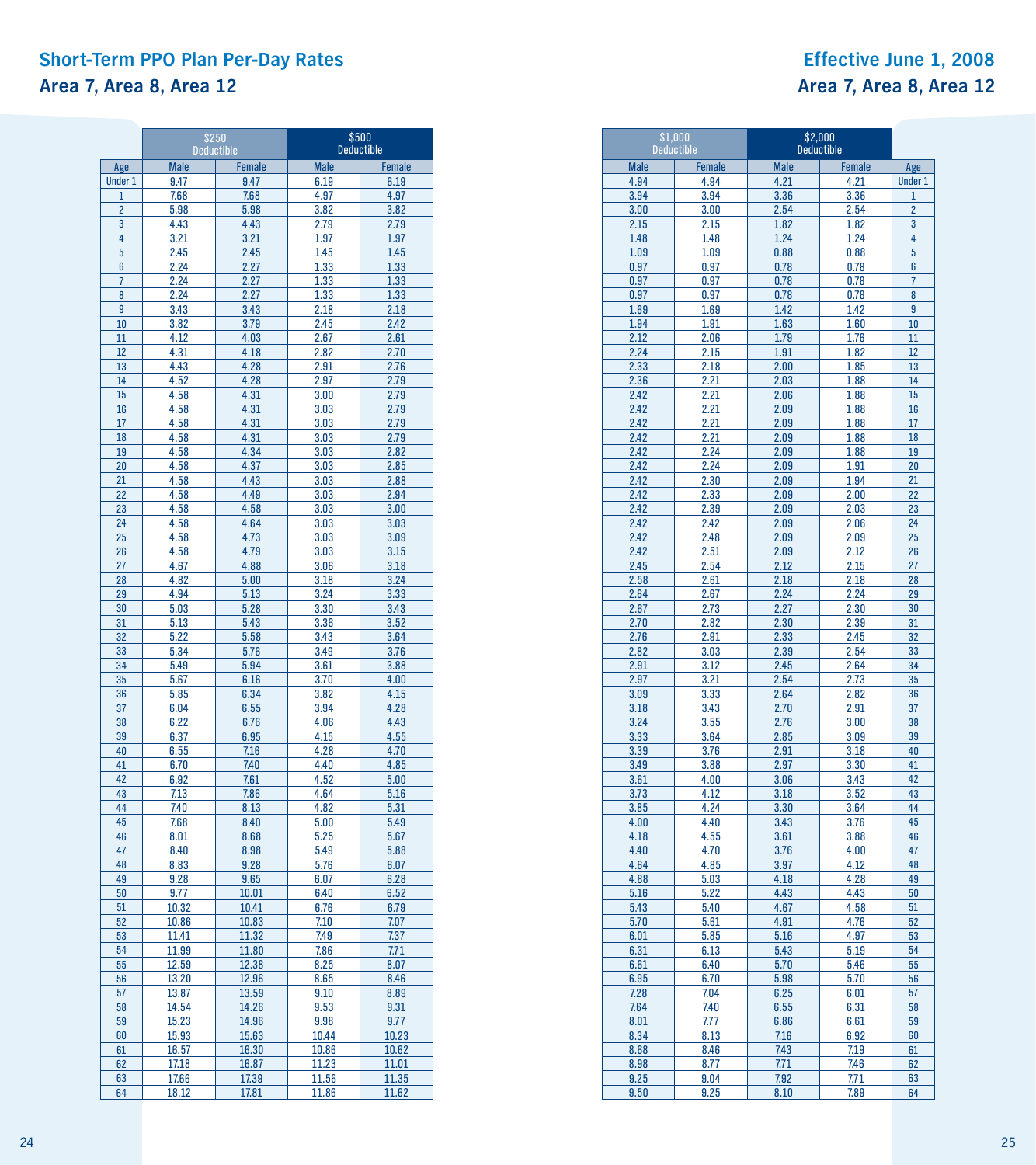## Short-Term PPO Plan Per-Day Rates

## Area 7, Area 8, Area 12

## Effective June 1, 2008

| Age | $250 Deductible | | $500 Deductible | | $1,000 Deductible | | $2,000 Deductible | |
|---|---|---|---|---|---|---|---|---|
| | Male | Female | Male | Female | Male | Female | Male | Female |
| Under 1 | 9.47 | 9.47 | 6.19 | 6.19 | 4.94 | 4.94 | 4.21 | 4.21 |
| 1 | 7.68 | 7.68 | 4.97 | 4.97 | 3.94 | 3.94 | 3.36 | 3.36 |
| 2 | 5.98 | 5.98 | 3.82 | 3.82 | 3.00 | 3.00 | 2.54 | 2.54 |
| 3 | 4.43 | 4.43 | 2.79 | 2.79 | 2.15 | 2.15 | 1.82 | 1.82 |
| 4 | 3.21 | 3.21 | 1.97 | 1.97 | 1.48 | 1.48 | 1.24 | 1.24 |
| 5 | 2.45 | 2.45 | 1.45 | 1.45 | 1.09 | 1.09 | 0.88 | 0.88 |
| 6 | 2.24 | 2.27 | 1.33 | 1.33 | 0.97 | 0.97 | 0.78 | 0.78 |
| 7 | 2.24 | 2.27 | 1.33 | 1.33 | 0.97 | 0.97 | 0.78 | 0.78 |
| 8 | 2.24 | 2.27 | 1.33 | 1.33 | 0.97 | 0.97 | 0.78 | 0.78 |
| 9 | 3.43 | 3.43 | 2.18 | 2.18 | 1.69 | 1.69 | 1.42 | 1.42 |
| 10 | 3.82 | 3.79 | 2.45 | 2.42 | 1.94 | 1.91 | 1.63 | 1.60 |
| 11 | 4.12 | 4.03 | 2.67 | 2.61 | 2.12 | 2.06 | 1.79 | 1.76 |
| 12 | 4.31 | 4.18 | 2.82 | 2.70 | 2.24 | 2.15 | 1.91 | 1.82 |
| 13 | 4.43 | 4.28 | 2.91 | 2.76 | 2.33 | 2.18 | 2.00 | 1.85 |
| 14 | 4.52 | 4.28 | 2.97 | 2.79 | 2.36 | 2.21 | 2.03 | 1.88 |
| 15 | 4.58 | 4.31 | 3.00 | 2.79 | 2.42 | 2.21 | 2.06 | 1.88 |
| 16 | 4.58 | 4.31 | 3.03 | 2.79 | 2.42 | 2.21 | 2.09 | 1.88 |
| 17 | 4.58 | 4.31 | 3.03 | 2.79 | 2.42 | 2.21 | 2.09 | 1.88 |
| 18 | 4.58 | 4.31 | 3.03 | 2.79 | 2.42 | 2.21 | 2.09 | 1.88 |
| 19 | 4.58 | 4.34 | 3.03 | 2.82 | 2.42 | 2.24 | 2.09 | 1.88 |
| 20 | 4.58 | 4.37 | 3.03 | 2.85 | 2.42 | 2.24 | 2.09 | 1.91 |
| 21 | 4.58 | 4.43 | 3.03 | 2.88 | 2.42 | 2.30 | 2.09 | 1.94 |
| 22 | 4.58 | 4.49 | 3.03 | 2.94 | 2.42 | 2.33 | 2.09 | 2.00 |
| 23 | 4.58 | 4.58 | 3.03 | 3.00 | 2.42 | 2.39 | 2.09 | 2.03 |
| 24 | 4.58 | 4.64 | 3.03 | 3.03 | 2.42 | 2.42 | 2.09 | 2.06 |
| 25 | 4.58 | 4.73 | 3.03 | 3.09 | 2.42 | 2.48 | 2.09 | 2.09 |
| 26 | 4.58 | 4.79 | 3.03 | 3.15 | 2.42 | 2.51 | 2.09 | 2.12 |
| 27 | 4.67 | 4.88 | 3.06 | 3.18 | 2.45 | 2.54 | 2.12 | 2.15 |
| 28 | 4.82 | 5.00 | 3.18 | 3.24 | 2.58 | 2.61 | 2.18 | 2.18 |
| 29 | 4.94 | 5.13 | 3.24 | 3.33 | 2.64 | 2.67 | 2.24 | 2.24 |
| 30 | 5.03 | 5.28 | 3.30 | 3.43 | 2.67 | 2.73 | 2.27 | 2.30 |
| 31 | 5.13 | 5.43 | 3.36 | 3.52 | 2.70 | 2.82 | 2.30 | 2.39 |
| 32 | 5.22 | 5.58 | 3.43 | 3.64 | 2.76 | 2.91 | 2.33 | 2.45 |
| 33 | 5.34 | 5.76 | 3.49 | 3.76 | 2.82 | 3.03 | 2.39 | 2.54 |
| 34 | 5.49 | 5.94 | 3.61 | 3.88 | 2.91 | 3.12 | 2.45 | 2.64 |
| 35 | 5.67 | 6.16 | 3.70 | 4.00 | 2.97 | 3.21 | 2.54 | 2.73 |
| 36 | 5.85 | 6.34 | 3.82 | 4.15 | 3.09 | 3.33 | 2.64 | 2.82 |
| 37 | 6.04 | 6.55 | 3.94 | 4.28 | 3.18 | 3.43 | 2.70 | 2.91 |
| 38 | 6.22 | 6.76 | 4.06 | 4.43 | 3.24 | 3.55 | 2.76 | 3.00 |
| 39 | 6.37 | 6.95 | 4.15 | 4.55 | 3.33 | 3.64 | 2.85 | 3.09 |
| 40 | 6.55 | 7.16 | 4.28 | 4.70 | 3.39 | 3.76 | 2.91 | 3.18 |
| 41 | 6.70 | 7.40 | 4.40 | 4.85 | 3.49 | 3.88 | 2.97 | 3.30 |
| 42 | 6.92 | 7.61 | 4.52 | 5.00 | 3.61 | 4.00 | 3.06 | 3.43 |
| 43 | 7.13 | 7.86 | 4.64 | 5.16 | 3.73 | 4.12 | 3.18 | 3.52 |
| 44 | 7.40 | 8.13 | 4.82 | 5.31 | 3.85 | 4.24 | 3.30 | 3.64 |
| 45 | 7.68 | 8.40 | 5.00 | 5.49 | 4.00 | 4.40 | 3.43 | 3.76 |
| 46 | 8.01 | 8.68 | 5.25 | 5.67 | 4.18 | 4.55 | 3.61 | 3.88 |
| 47 | 8.40 | 8.98 | 5.49 | 5.88 | 4.40 | 4.70 | 3.76 | 4.00 |
| 48 | 8.83 | 9.28 | 5.76 | 6.07 | 4.64 | 4.85 | 3.97 | 4.12 |
| 49 | 9.28 | 9.65 | 6.07 | 6.28 | 4.88 | 5.03 | 4.18 | 4.28 |
| 50 | 9.77 | 10.01 | 6.40 | 6.52 | 5.16 | 5.22 | 4.43 | 4.43 |
| 51 | 10.32 | 10.41 | 6.76 | 6.79 | 5.43 | 5.40 | 4.67 | 4.58 |
| 52 | 10.86 | 10.83 | 7.10 | 7.07 | 5.70 | 5.61 | 4.91 | 4.76 |
| 53 | 11.41 | 11.32 | 7.49 | 7.37 | 6.01 | 5.85 | 5.16 | 4.97 |
| 54 | 11.99 | 11.80 | 7.86 | 7.71 | 6.31 | 6.13 | 5.43 | 5.19 |
| 55 | 12.59 | 12.38 | 8.25 | 8.07 | 6.61 | 6.40 | 5.70 | 5.46 |
| 56 | 13.20 | 12.96 | 8.65 | 8.46 | 6.95 | 6.70 | 5.98 | 5.70 |
| 57 | 13.87 | 13.59 | 9.10 | 8.89 | 7.28 | 7.04 | 6.25 | 6.01 |
| 58 | 14.54 | 14.26 | 9.53 | 9.31 | 7.64 | 7.40 | 6.55 | 6.31 |
| 59 | 15.23 | 14.96 | 9.98 | 9.77 | 8.01 | 7.77 | 6.86 | 6.61 |
| 60 | 15.93 | 15.63 | 10.44 | 10.23 | 8.34 | 8.13 | 7.16 | 6.92 |
| 61 | 16.57 | 16.30 | 10.86 | 10.62 | 8.68 | 8.46 | 7.43 | 7.19 |
| 62 | 17.18 | 16.87 | 11.23 | 11.01 | 8.98 | 8.77 | 7.71 | 7.46 |
| 63 | 17.66 | 17.39 | 11.56 | 11.35 | 9.25 | 9.04 | 7.92 | 7.71 |
| 64 | 18.12 | 17.81 | 11.86 | 11.62 | 9.50 | 9.25 | 8.10 | 7.89 |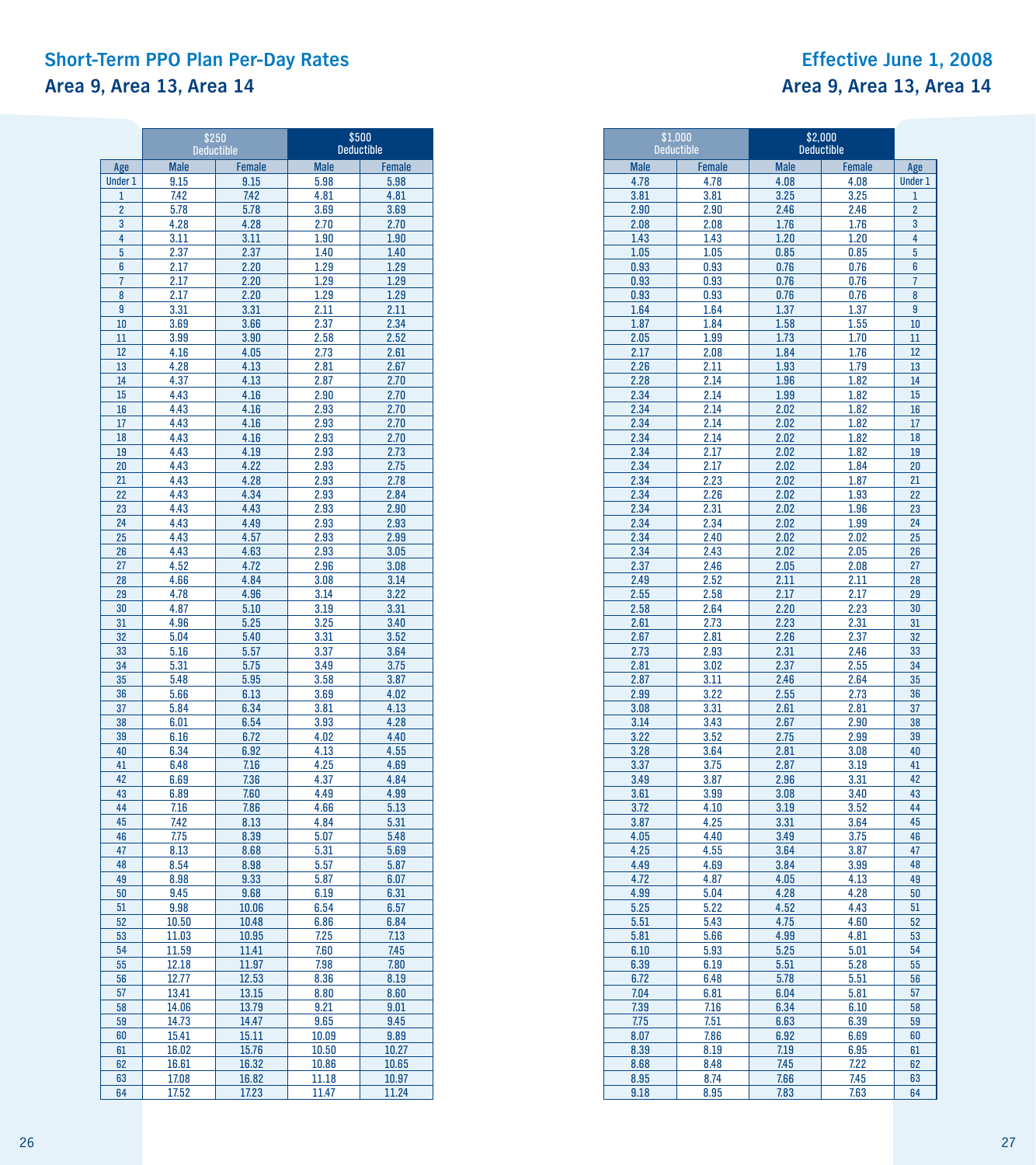## Short-Term PPO Plan Per-Day Rates

## Area 9, Area 13, Area 14

## Effective June 1, 2008

| | $250 Deductible | | $500 Deductible | | $1,000 Deductible | | $2,000 Deductible | | |
|---|---|---|---|---|---|---|---|---|---|
| Age | Male | Female | Male | Female | Male | Female | Male | Female | Age |
| Under 1 | 9.15 | 9.15 | 5.98 | 5.98 | 4.78 | 4.78 | 4.08 | 4.08 | Under 1 |
| 1 | 7.42 | 7.42 | 4.81 | 4.81 | 3.81 | 3.81 | 3.25 | 3.25 | 1 |
| 2 | 5.78 | 5.78 | 3.69 | 3.69 | 2.90 | 2.90 | 2.46 | 2.46 | 2 |
| 3 | 4.28 | 4.28 | 2.70 | 2.70 | 2.08 | 2.08 | 1.76 | 1.76 | 3 |
| 4 | 3.11 | 3.11 | 1.90 | 1.90 | 1.43 | 1.43 | 1.20 | 1.20 | 4 |
| 5 | 2.37 | 2.37 | 1.40 | 1.40 | 1.05 | 1.05 | 0.85 | 0.85 | 5 |
| 6 | 2.17 | 2.20 | 1.29 | 1.29 | 0.93 | 0.93 | 0.76 | 0.76 | 6 |
| 7 | 2.17 | 2.20 | 1.29 | 1.29 | 0.93 | 0.93 | 0.76 | 0.76 | 7 |
| 8 | 2.17 | 2.20 | 1.29 | 1.29 | 0.93 | 0.93 | 0.76 | 0.76 | 8 |
| 9 | 3.31 | 3.31 | 2.11 | 2.11 | 1.64 | 1.64 | 1.37 | 1.37 | 9 |
| 10 | 3.69 | 3.66 | 2.37 | 2.34 | 1.87 | 1.84 | 1.58 | 1.55 | 10 |
| 11 | 3.99 | 3.90 | 2.58 | 2.52 | 2.05 | 1.99 | 1.73 | 1.70 | 11 |
| 12 | 4.16 | 4.05 | 2.73 | 2.61 | 2.17 | 2.08 | 1.84 | 1.76 | 12 |
| 13 | 4.28 | 4.13 | 2.81 | 2.67 | 2.26 | 2.11 | 1.93 | 1.79 | 13 |
| 14 | 4.37 | 4.13 | 2.87 | 2.70 | 2.28 | 2.14 | 1.96 | 1.82 | 14 |
| 15 | 4.43 | 4.16 | 2.90 | 2.70 | 2.34 | 2.14 | 1.99 | 1.82 | 15 |
| 16 | 4.43 | 4.16 | 2.93 | 2.70 | 2.34 | 2.14 | 2.02 | 1.82 | 16 |
| 17 | 4.43 | 4.16 | 2.93 | 2.70 | 2.34 | 2.14 | 2.02 | 1.82 | 17 |
| 18 | 4.43 | 4.16 | 2.93 | 2.70 | 2.34 | 2.14 | 2.02 | 1.82 | 18 |
| 19 | 4.43 | 4.19 | 2.93 | 2.73 | 2.34 | 2.17 | 2.02 | 1.82 | 19 |
| 20 | 4.43 | 4.22 | 2.93 | 2.75 | 2.34 | 2.17 | 2.02 | 1.84 | 20 |
| 21 | 4.43 | 4.28 | 2.93 | 2.78 | 2.34 | 2.23 | 2.02 | 1.87 | 21 |
| 22 | 4.43 | 4.34 | 2.93 | 2.84 | 2.34 | 2.26 | 2.02 | 1.93 | 22 |
| 23 | 4.43 | 4.43 | 2.93 | 2.90 | 2.34 | 2.31 | 2.02 | 1.96 | 23 |
| 24 | 4.43 | 4.49 | 2.93 | 2.93 | 2.34 | 2.34 | 2.02 | 1.99 | 24 |
| 25 | 4.43 | 4.57 | 2.93 | 2.99 | 2.34 | 2.40 | 2.02 | 2.02 | 25 |
| 26 | 4.43 | 4.63 | 2.93 | 3.05 | 2.34 | 2.43 | 2.02 | 2.05 | 26 |
| 27 | 4.52 | 4.72 | 2.96 | 3.08 | 2.37 | 2.46 | 2.05 | 2.08 | 27 |
| 28 | 4.66 | 4.84 | 3.08 | 3.14 | 2.49 | 2.52 | 2.11 | 2.11 | 28 |
| 29 | 4.78 | 4.96 | 3.14 | 3.22 | 2.55 | 2.58 | 2.17 | 2.17 | 29 |
| 30 | 4.87 | 5.10 | 3.19 | 3.31 | 2.58 | 2.64 | 2.20 | 2.23 | 30 |
| 31 | 4.96 | 5.25 | 3.25 | 3.40 | 2.61 | 2.73 | 2.23 | 2.31 | 31 |
| 32 | 5.04 | 5.40 | 3.31 | 3.52 | 2.67 | 2.81 | 2.26 | 2.37 | 32 |
| 33 | 5.16 | 5.57 | 3.37 | 3.64 | 2.73 | 2.93 | 2.31 | 2.46 | 33 |
| 34 | 5.31 | 5.75 | 3.49 | 3.75 | 2.81 | 3.02 | 2.37 | 2.55 | 34 |
| 35 | 5.48 | 5.95 | 3.58 | 3.87 | 2.87 | 3.11 | 2.46 | 2.64 | 35 |
| 36 | 5.66 | 6.13 | 3.69 | 4.02 | 2.99 | 3.22 | 2.55 | 2.73 | 36 |
| 37 | 5.84 | 6.34 | 3.81 | 4.13 | 3.08 | 3.31 | 2.61 | 2.81 | 37 |
| 38 | 6.01 | 6.54 | 3.93 | 4.28 | 3.14 | 3.43 | 2.67 | 2.90 | 38 |
| 39 | 6.16 | 6.72 | 4.02 | 4.40 | 3.22 | 3.52 | 2.75 | 2.99 | 39 |
| 40 | 6.34 | 6.92 | 4.13 | 4.55 | 3.28 | 3.64 | 2.81 | 3.08 | 40 |
| 41 | 6.48 | 7.16 | 4.25 | 4.69 | 3.37 | 3.75 | 2.87 | 3.19 | 41 |
| 42 | 6.69 | 7.36 | 4.37 | 4.84 | 3.49 | 3.87 | 2.96 | 3.31 | 42 |
| 43 | 6.89 | 7.60 | 4.49 | 4.99 | 3.61 | 3.99 | 3.08 | 3.40 | 43 |
| 44 | 7.16 | 7.86 | 4.66 | 5.13 | 3.72 | 4.10 | 3.19 | 3.52 | 44 |
| 45 | 7.42 | 8.13 | 4.84 | 5.31 | 3.87 | 4.25 | 3.31 | 3.64 | 45 |
| 46 | 7.75 | 8.39 | 5.07 | 5.48 | 4.05 | 4.40 | 3.49 | 3.75 | 46 |
| 47 | 8.13 | 8.68 | 5.31 | 5.69 | 4.25 | 4.55 | 3.64 | 3.87 | 47 |
| 48 | 8.54 | 8.98 | 5.57 | 5.87 | 4.49 | 4.69 | 3.84 | 3.99 | 48 |
| 49 | 8.98 | 9.33 | 5.87 | 6.07 | 4.72 | 4.87 | 4.05 | 4.13 | 49 |
| 50 | 9.45 | 9.68 | 6.19 | 6.31 | 4.99 | 5.04 | 4.28 | 4.28 | 50 |
| 51 | 9.98 | 10.06 | 6.54 | 6.57 | 5.25 | 5.22 | 4.52 | 4.43 | 51 |
| 52 | 10.50 | 10.48 | 6.86 | 6.84 | 5.51 | 5.43 | 4.75 | 4.60 | 52 |
| 53 | 11.03 | 10.95 | 7.25 | 7.13 | 5.81 | 5.66 | 4.99 | 4.81 | 53 |
| 54 | 11.59 | 11.41 | 7.60 | 7.45 | 6.10 | 5.93 | 5.25 | 5.01 | 54 |
| 55 | 12.18 | 11.97 | 7.98 | 7.80 | 6.39 | 6.19 | 5.51 | 5.28 | 55 |
| 56 | 12.77 | 12.53 | 8.36 | 8.19 | 6.72 | 6.48 | 5.78 | 5.51 | 56 |
| 57 | 13.41 | 13.15 | 8.80 | 8.60 | 7.04 | 6.81 | 6.04 | 5.81 | 57 |
| 58 | 14.06 | 13.79 | 9.21 | 9.01 | 7.39 | 7.16 | 6.34 | 6.10 | 58 |
| 59 | 14.73 | 14.47 | 9.65 | 9.45 | 7.75 | 7.51 | 6.63 | 6.39 | 59 |
| 60 | 15.41 | 15.11 | 10.09 | 9.89 | 8.07 | 7.86 | 6.92 | 6.69 | 60 |
| 61 | 16.02 | 15.76 | 10.50 | 10.27 | 8.39 | 8.19 | 7.19 | 6.95 | 61 |
| 62 | 16.61 | 16.32 | 10.86 | 10.65 | 8.68 | 8.48 | 7.45 | 7.22 | 62 |
| 63 | 17.08 | 16.82 | 11.18 | 10.97 | 8.95 | 8.74 | 7.66 | 7.45 | 63 |
| 64 | 17.52 | 17.23 | 11.47 | 11.24 | 9.18 | 8.95 | 7.83 | 7.63 | 64 |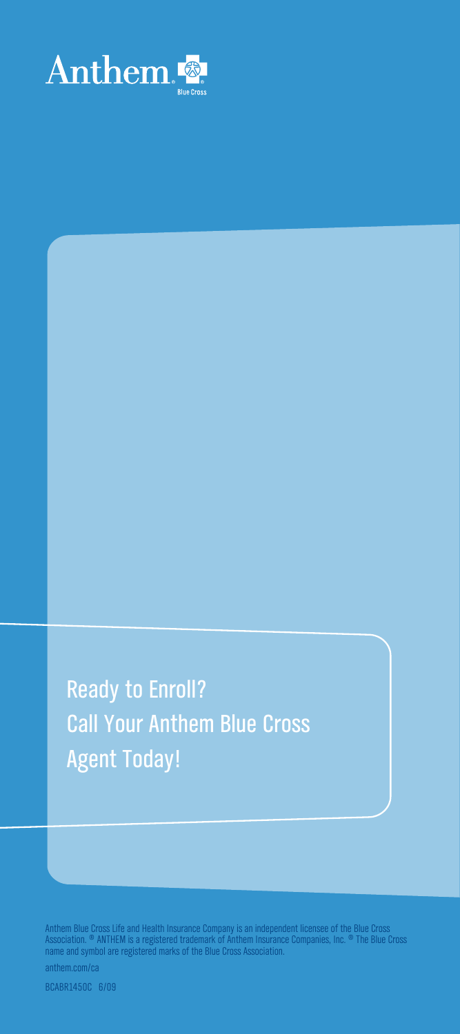Anthem Blue Cross

## Ready to Enroll? Call Your Anthem Blue Cross Agent Today!

Anthem Blue Cross Life and Health Insurance Company is an independent licensee of the Blue Cross Association. ® ANTHEM is a registered trademark of Anthem Insurance Companies, Inc. ® The Blue Cross name and symbol are registered marks of the Blue Cross Association.

anthem.com/ca

BCABR1450C 6/09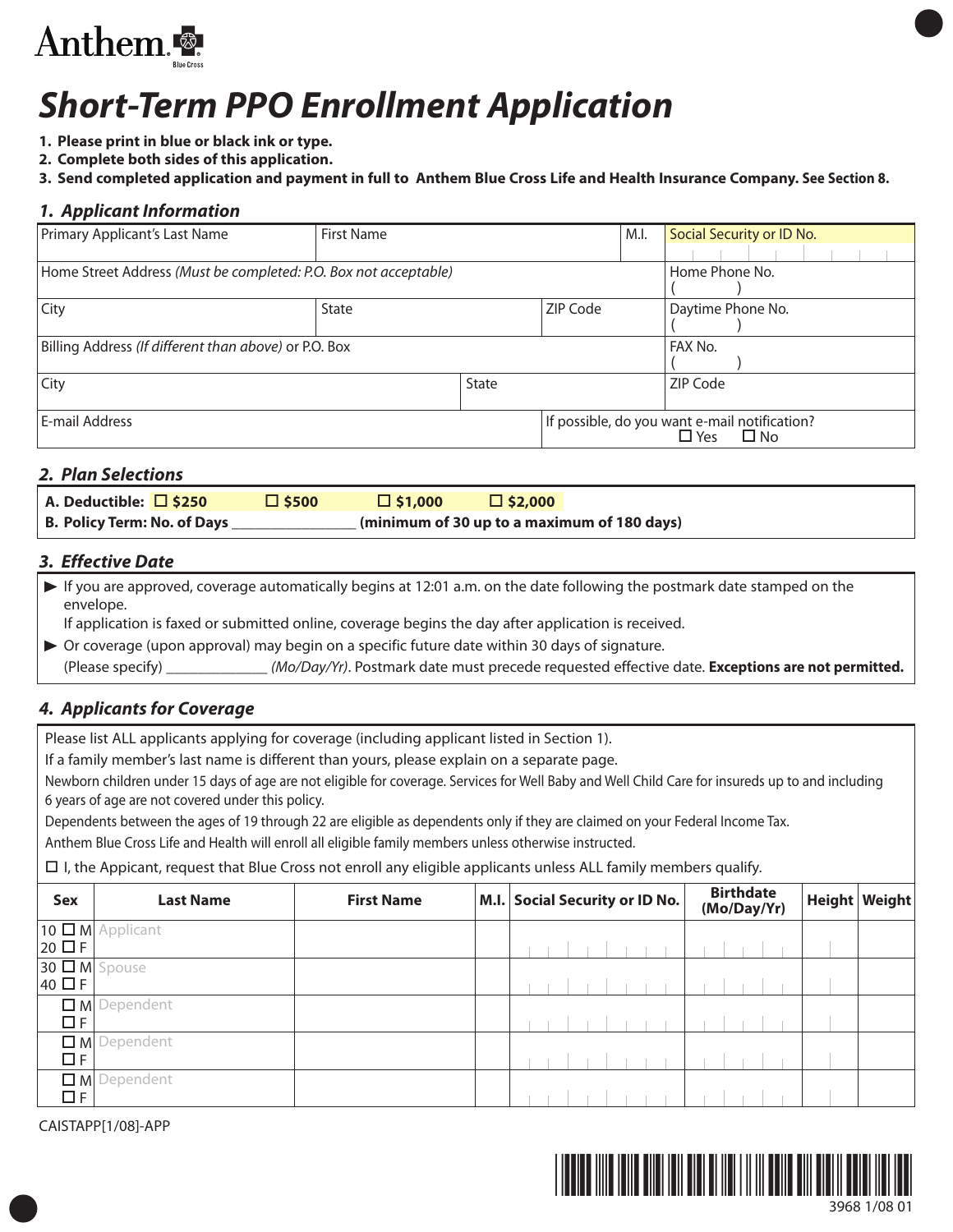Anthem Blue Cross

# Short-Term PPO Enrollment Application

1. **Please print in blue or black ink or type.**
2. **Complete both sides of this application.**
3. **Send completed application and payment in full to Anthem Blue Cross Life and Health Insurance Company. See Section 8.**

## 1. Applicant Information

| Primary Applicant's Last Name | First Name | M.I. | Social Security or ID No. |
|---|---|---|---|
| Home Street Address *(Must be completed: P.O. Box not acceptable)* | | | Home Phone No. ( ) |
| City | State | ZIP Code | Daytime Phone No. ( ) |
| Billing Address *(If different than above)* or P.O. Box | | | FAX No. ( ) |
| City | State | | ZIP Code |
| E-mail Address | | If possible, do you want e-mail notification? ☐ Yes ☐ No | |

## 2. Plan Selections

**A. Deductible:** ☐ **$250** ☐ **$500** ☐ **$1,000** ☐ **$2,000**

**B. Policy Term: No. of Days** ________________ **(minimum of 30 up to a maximum of 180 days)**

## 3. Effective Date

- If you are approved, coverage automatically begins at 12:01 a.m. on the date following the postmark date stamped on the envelope.
  If application is faxed or submitted online, coverage begins the day after application is received.
- Or coverage (upon approval) may begin on a specific future date within 30 days of signature.
  (Please specify) _____________ *(Mo/Day/Yr)*. Postmark date must precede requested effective date. **Exceptions are not permitted.**

## 4. Applicants for Coverage

Please list ALL applicants applying for coverage (including applicant listed in Section 1).

If a family member's last name is different than yours, please explain on a separate page.

Newborn children under 15 days of age are not eligible for coverage. Services for Well Baby and Well Child Care for insureds up to and including 6 years of age are not covered under this policy.

Dependents between the ages of 19 through 22 are eligible as dependents only if they are claimed on your Federal Income Tax.

Anthem Blue Cross Life and Health will enroll all eligible family members unless otherwise instructed.

☐ I, the Applicant, request that Blue Cross not enroll any eligible applicants unless ALL family members qualify.

| Sex | Last Name | First Name | M.I. | Social Security or ID No. | Birthdate (Mo/Day/Yr) | Height | Weight |
|---|---|---|---|---|---|---|---|
| 10 ☐ M / 20 ☐ F | Applicant | | | | | | |
| 30 ☐ M / 40 ☐ F | Spouse | | | | | | |
| ☐ M / ☐ F | Dependent | | | | | | |
| ☐ M / ☐ F | Dependent | | | | | | |
| ☐ M / ☐ F | Dependent | | | | | | |

CAISTAPP[1/08]-APP

3968 1/08 01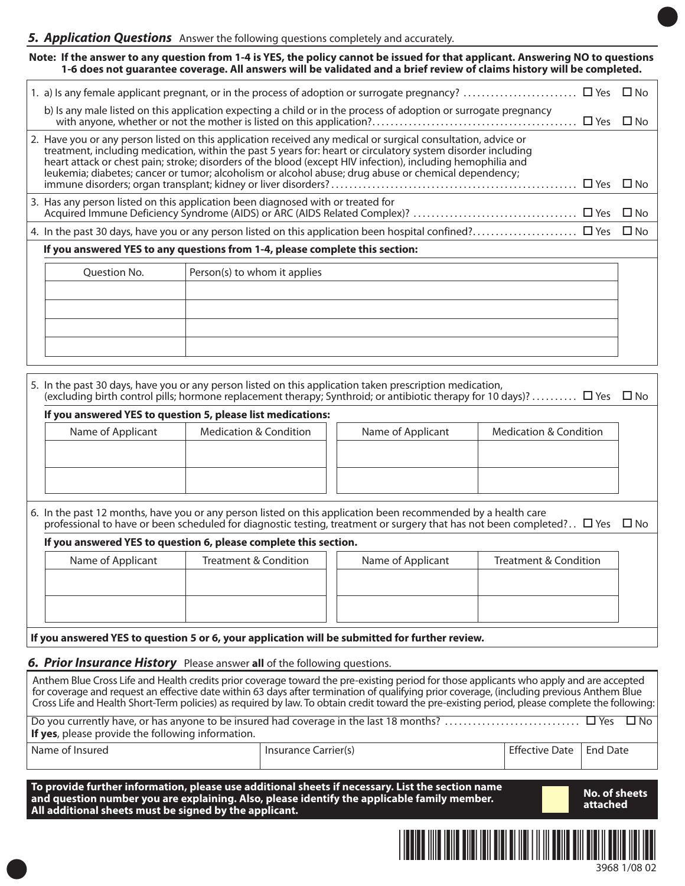## 5. Application Questions

Answer the following questions completely and accurately.

**Note: If the answer to any question from 1-4 is YES, the policy cannot be issued for that applicant. Answering NO to questions 1-6 does not guarantee coverage. All answers will be validated and a brief review of claims history will be completed.**

1. a) Is any female applicant pregnant, or in the process of adoption or surrogate pregnancy? ☐ Yes ☐ No

   b) Is any male listed on this application expecting a child or in the process of adoption or surrogate pregnancy with anyone, whether or not the mother is listed on this application? ☐ Yes ☐ No

2. Have you or any person listed on this application received any medical or surgical consultation, advice or treatment, including medication, within the past 5 years for: heart or circulatory system disorder including heart attack or chest pain; stroke; disorders of the blood (except HIV infection), including hemophilia and leukemia; diabetes; cancer or tumor; alcoholism or alcohol abuse; drug abuse or chemical dependency; immune disorders; organ transplant; kidney or liver disorders? ☐ Yes ☐ No

3. Has any person listed on this application been diagnosed with or treated for Acquired Immune Deficiency Syndrome (AIDS) or ARC (AIDS Related Complex)? ☐ Yes ☐ No

4. In the past 30 days, have you or any person listed on this application been hospital confined? ☐ Yes ☐ No

**If you answered YES to any questions from 1-4, please complete this section:**

| Question No. | Person(s) to whom it applies |
|---|---|
| | |
| | |
| | |
| | |

5. In the past 30 days, have you or any person listed on this application taken prescription medication, (excluding birth control pills; hormone replacement therapy; Synthroid; or antibiotic therapy for 10 days)? ☐ Yes ☐ No

**If you answered YES to question 5, please list medications:**

| Name of Applicant | Medication & Condition | Name of Applicant | Medication & Condition |
|---|---|---|---|
| | | | |
| | | | |

6. In the past 12 months, have you or any person listed on this application been recommended by a health care professional to have or been scheduled for diagnostic testing, treatment or surgery that has not been completed? ☐ Yes ☐ No

**If you answered YES to question 6, please complete this section.**

| Name of Applicant | Treatment & Condition | Name of Applicant | Treatment & Condition |
|---|---|---|---|
| | | | |
| | | | |

**If you answered YES to question 5 or 6, your application will be submitted for further review.**

## 6. Prior Insurance History

Please answer **all** of the following questions.

Anthem Blue Cross Life and Health credits prior coverage toward the pre-existing period for those applicants who apply and are accepted for coverage and request an effective date within 63 days after termination of qualifying prior coverage, (including previous Anthem Blue Cross Life and Health Short-Term policies) as required by law. To obtain credit toward the pre-existing period, please complete the following:

Do you currently have, or has anyone to be insured had coverage in the last 18 months? ☐ Yes ☐ No

**If yes**, please provide the following information.

| Name of Insured | Insurance Carrier(s) | Effective Date | End Date |
|---|---|---|---|
| | | | |

**To provide further information, please use additional sheets if necessary. List the section name and question number you are explaining. Also, please identify the applicable family member. All additional sheets must be signed by the applicant.**

**No. of sheets attached** ______

3968 1/08 02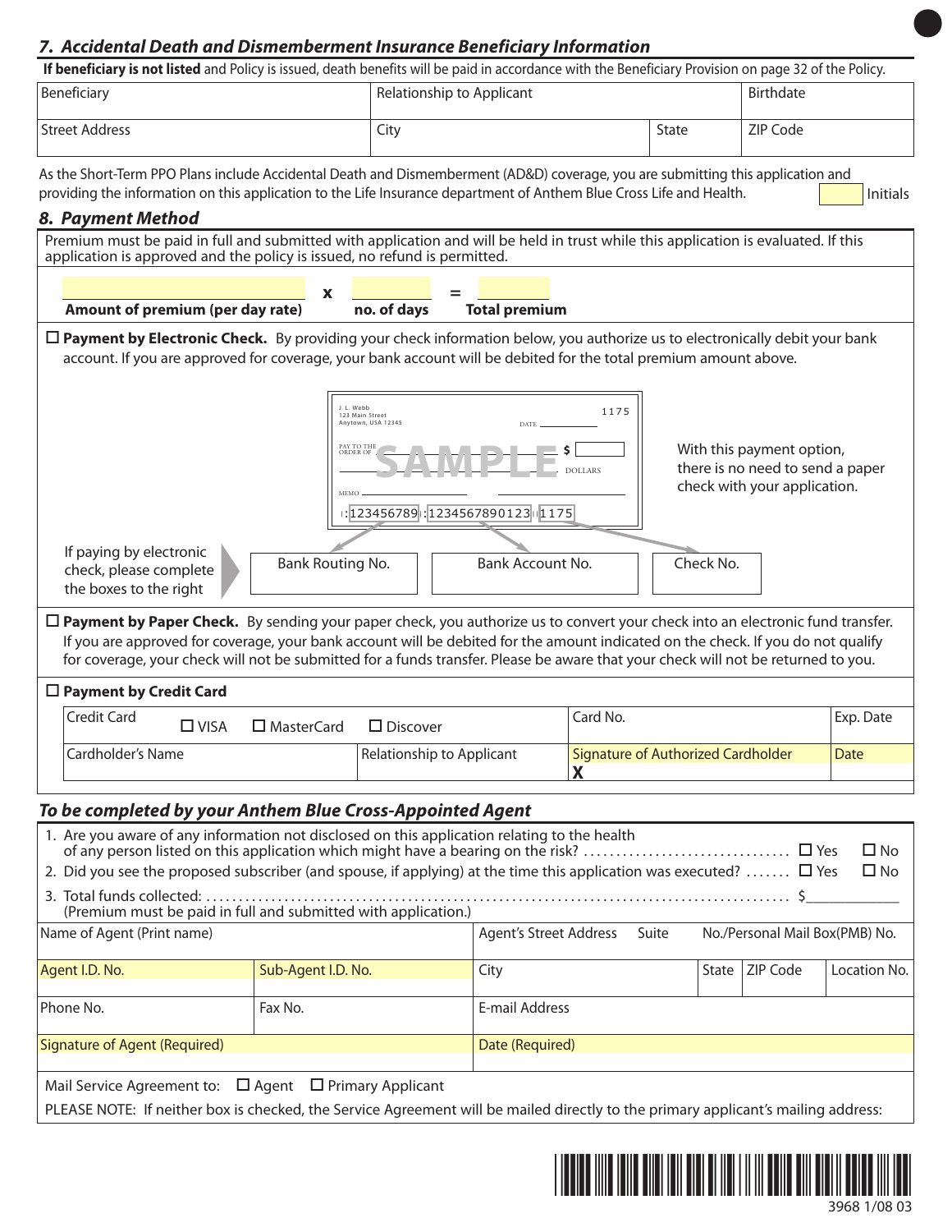## *7. Accidental Death and Dismemberment Insurance Beneficiary Information*

**If beneficiary is not listed** and Policy is issued, death benefits will be paid in accordance with the Beneficiary Provision on page 32 of the Policy.

| Beneficiary | Relationship to Applicant | | Birthdate |
|---|---|---|---|
| Street Address | City | State | ZIP Code |

As the Short-Term PPO Plans include Accidental Death and Dismemberment (AD&D) coverage, you are submitting this application and providing the information on this application to the Life Insurance department of Anthem Blue Cross Life and Health. ______ Initials

## *8. Payment Method*

Premium must be paid in full and submitted with application and will be held in trust while this application is evaluated. If this application is approved and the policy is issued, no refund is permitted.

______ x ______ = ______

**Amount of premium (per day rate)** **no. of days** **Total premium**

☐ **Payment by Electronic Check.** By providing your check information below, you authorize us to electronically debit your bank account. If you are approved for coverage, your bank account will be debited for the total premium amount above.

J. L. Webb
123 Main Street
Anytown, USA 12345

1175

DATE ______

PAY TO THE ORDER OF ______ SAMPLE $ ______

______ DOLLARS

MEMO ______

⑆123456789⑆ ⑈12345678901 23⑈ 1175

With this payment option, there is no need to send a paper check with your application.

If paying by electronic check, please complete the boxes to the right

| Bank Routing No. | Bank Account No. | Check No. |
|---|---|---|
| | | |

☐ **Payment by Paper Check.** By sending your paper check, you authorize us to convert your check into an electronic fund transfer. If you are approved for coverage, your bank account will be debited for the amount indicated on the check. If you do not qualify for coverage, your check will not be submitted for a funds transfer. Please be aware that your check will not be returned to you.

☐ **Payment by Credit Card**

| Credit Card ☐ VISA ☐ MasterCard ☐ Discover | | Card No. | Exp. Date |
|---|---|---|---|
| Cardholder's Name | Relationship to Applicant | Signature of Authorized Cardholder X | Date |

## *To be completed by your Anthem Blue Cross-Appointed Agent*

1. Are you aware of any information not disclosed on this application relating to the health of any person listed on this application which might have a bearing on the risk? ............ ☐ Yes ☐ No
2. Did you see the proposed subscriber (and spouse, if applying) at the time this application was executed? ....... ☐ Yes ☐ No
3. Total funds collected: .................................................. $__________
   (Premium must be paid in full and submitted with application.)

| Name of Agent (Print name) | | Agent's Street Address Suite No./Personal Mail Box(PMB) No. | | | |
|---|---|---|---|---|---|
| Agent I.D. No. | Sub-Agent I.D. No. | City | State | ZIP Code | Location No. |
| Phone No. | Fax No. | E-mail Address | | | |
| Signature of Agent (Required) | | Date (Required) | | | |

Mail Service Agreement to: ☐ Agent ☐ Primary Applicant

PLEASE NOTE: If neither box is checked, the Service Agreement will be mailed directly to the primary applicant's mailing address:

3968 1/08 03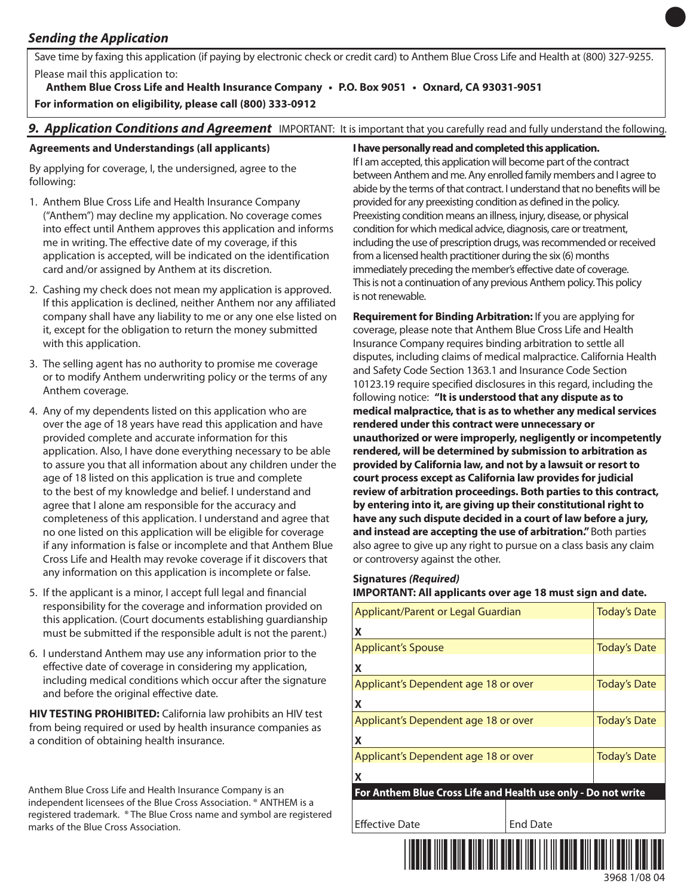## *Sending the Application*

Save time by faxing this application (if paying by electronic check or credit card) to Anthem Blue Cross Life and Health at (800) 327-9255.

Please mail this application to:

**Anthem Blue Cross Life and Health Insurance Company • P.O. Box 9051 • Oxnard, CA 93031-9051**

**For information on eligibility, please call (800) 333-0912**

## *9. Application Conditions and Agreement*

IMPORTANT: It is important that you carefully read and fully understand the following.

**Agreements and Understandings (all applicants)**

By applying for coverage, I, the undersigned, agree to the following:

1. Anthem Blue Cross Life and Health Insurance Company ("Anthem") may decline my application. No coverage comes into effect until Anthem approves this application and informs me in writing. The effective date of my coverage, if this application is accepted, will be indicated on the identification card and/or assigned by Anthem at its discretion.
2. Cashing my check does not mean my application is approved. If this application is declined, neither Anthem nor any affiliated company shall have any liability to me or any one else listed on it, except for the obligation to return the money submitted with this application.
3. The selling agent has no authority to promise me coverage or to modify Anthem underwriting policy or the terms of any Anthem coverage.
4. Any of my dependents listed on this application who are over the age of 18 years have read this application and have provided complete and accurate information for this application. Also, I have done everything necessary to be able to assure you that all information about any children under the age of 18 listed on this application is true and complete to the best of my knowledge and belief. I understand and agree that I alone am responsible for the accuracy and completeness of this application. I understand and agree that no one listed on this application will be eligible for coverage if any information is false or incomplete and that Anthem Blue Cross Life and Health may revoke coverage if it discovers that any information on this application is incomplete or false.
5. If the applicant is a minor, I accept full legal and financial responsibility for the coverage and information provided on this application. (Court documents establishing guardianship must be submitted if the responsible adult is not the parent.)
6. I understand Anthem may use any information prior to the effective date of coverage in considering my application, including medical conditions which occur after the signature and before the original effective date.

**HIV TESTING PROHIBITED:** California law prohibits an HIV test from being required or used by health insurance companies as a condition of obtaining health insurance.

**I have personally read and completed this application.**

If I am accepted, this application will become part of the contract between Anthem and me. Any enrolled family members and I agree to abide by the terms of that contract. I understand that no benefits will be provided for any preexisting condition as defined in the policy. Preexisting condition means an illness, injury, disease, or physical condition for which medical advice, diagnosis, care or treatment, including the use of prescription drugs, was recommended or received from a licensed health practitioner during the six (6) months immediately preceding the member's effective date of coverage. This is not a continuation of any previous Anthem policy. This policy is not renewable.

**Requirement for Binding Arbitration:** If you are applying for coverage, please note that Anthem Blue Cross Life and Health Insurance Company requires binding arbitration to settle all disputes, including claims of medical malpractice. California Health and Safety Code Section 1363.1 and Insurance Code Section 10123.19 require specified disclosures in this regard, including the following notice: **"It is understood that any dispute as to medical malpractice, that is as to whether any medical services rendered under this contract were unnecessary or unauthorized or were improperly, negligently or incompetently rendered, will be determined by submission to arbitration as provided by California law, and not by a lawsuit or resort to court process except as California law provides for judicial review of arbitration proceedings. Both parties to this contract, by entering into it, are giving up their constitutional right to have any such dispute decided in a court of law before a jury, and instead are accepting the use of arbitration."** Both parties also agree to give up any right to pursue on a class basis any claim or controversy against the other.

**Signatures** ***(Required)***

**IMPORTANT: All applicants over age 18 must sign and date.**

| Applicant/Parent or Legal Guardian | Today's Date |
|---|---|
| X | |
| Applicant's Spouse | Today's Date |
| X | |
| Applicant's Dependent age 18 or over | Today's Date |
| X | |
| Applicant's Dependent age 18 or over | Today's Date |
| X | |
| Applicant's Dependent age 18 or over | Today's Date |
| X | |

| For Anthem Blue Cross Life and Health use only - Do not write | |
|---|---|
| Effective Date | End Date |

Anthem Blue Cross Life and Health Insurance Company is an independent licensees of the Blue Cross Association. ® ANTHEM is a registered trademark. ® The Blue Cross name and symbol are registered marks of the Blue Cross Association.

3968 1/08 04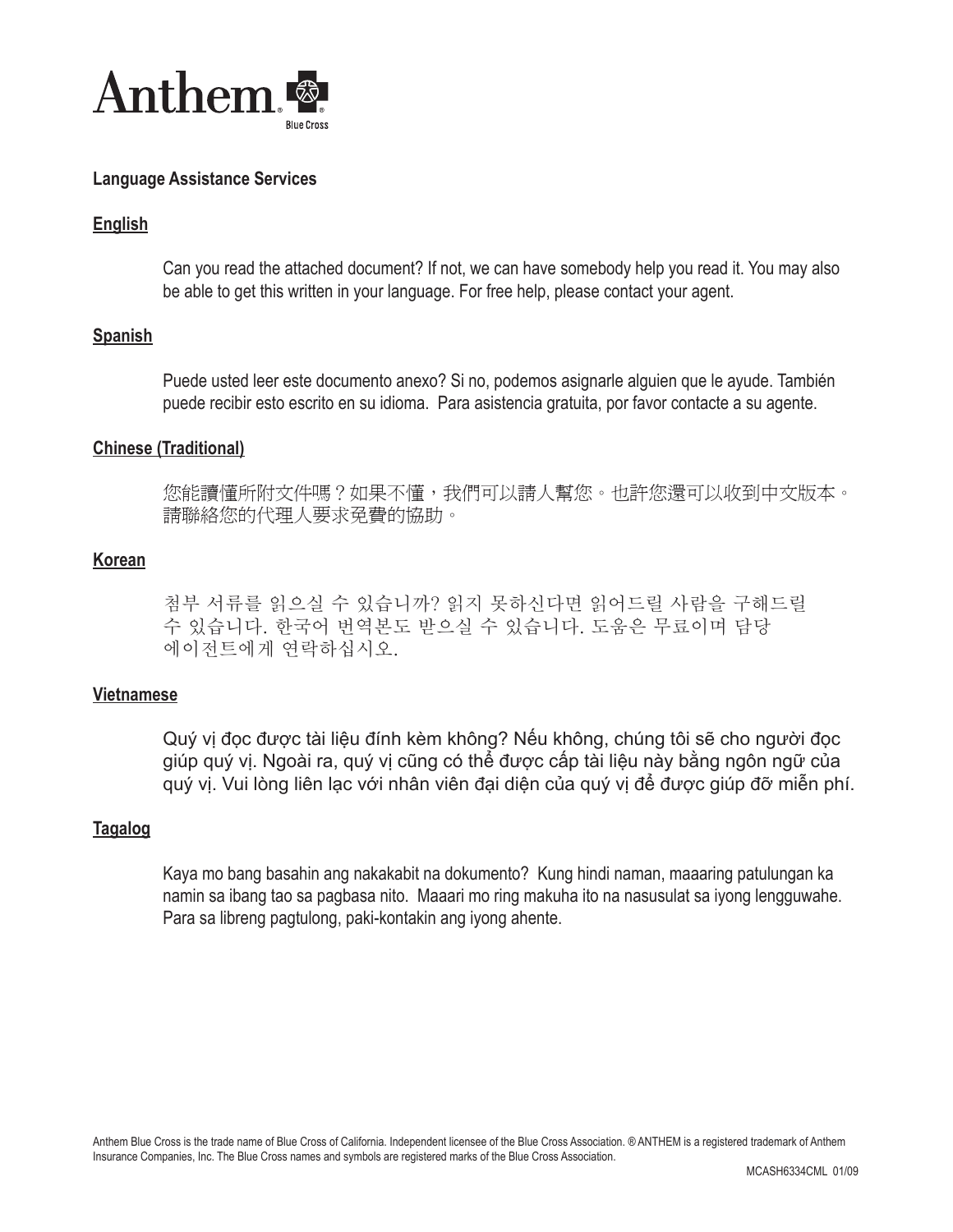Anthem Blue Cross

## Language Assistance Services

### English

Can you read the attached document? If not, we can have somebody help you read it. You may also be able to get this written in your language. For free help, please contact your agent.

### Spanish

Puede usted leer este documento anexo? Si no, podemos asignarle alguien que le ayude. También puede recibir esto escrito en su idioma.  Para asistencia gratuita, por favor contacte a su agente.

### Chinese (Traditional)

您能讀懂所附文件嗎？如果不懂，我們可以請人幫您。也許您還可以收到中文版本。請聯絡您的代理人要求免費的協助。

### Korean

첨부 서류를 읽으실 수 있습니까? 읽지 못하신다면 읽어드릴 사람을 구해드릴 수 있습니다. 한국어 번역본도 받으실 수 있습니다. 도움은 무료이며 담당 에이전트에게 연락하십시오.

### Vietnamese

Quý vị đọc được tài liệu đính kèm không? Nếu không, chúng tôi sẽ cho người đọc giúp quý vị. Ngoài ra, quý vị cũng có thể được cấp tài liệu này bằng ngôn ngữ của quý vị. Vui lòng liên lạc với nhân viên đại diện của quý vị để được giúp đỡ miễn phí.

### Tagalog

Kaya mo bang basahin ang nakakabit na dokumento?  Kung hindi naman, maaaring patulungan ka namin sa ibang tao sa pagbasa nito.  Maaari mo ring makuha ito na nasusulat sa iyong lengguwahe. Para sa libreng pagtulong, paki-kontakin ang iyong ahente.

Anthem Blue Cross is the trade name of Blue Cross of California. Independent licensee of the Blue Cross Association. ® ANTHEM is a registered trademark of Anthem Insurance Companies, Inc. The Blue Cross names and symbols are registered marks of the Blue Cross Association.

MCASH6334CML 01/09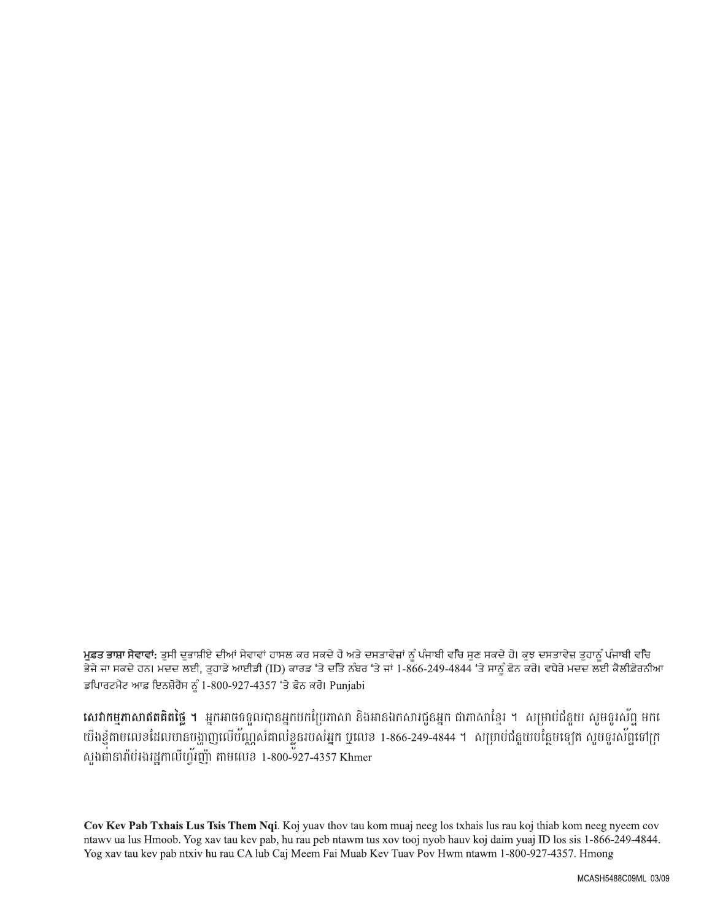**ਮੁਫ਼ਤ ਭਾਸ਼ਾ ਸੇਵਾਵਾਂ:** ਤੁਸੀ ਦੁਭਾਸ਼ੀਏ ਦੀਆਂ ਸੇਵਾਵਾਂ ਹਾਸਲ ਕਰ ਸਕਦੇ ਹੋ ਅਤੇ ਦਸਤਾਵੇਜ਼ਾਂ ਨੂੰ ਪੰਜਾਬੀ ਵਿੱਚ ਸੁਣ ਸਕਦੇ ਹੋ। ਕੁਝ ਦਸਤਾਵੇਜ਼ ਤੁਹਾਨੂੰ ਪੰਜਾਬੀ ਵਿੱਚ ਭੇਜੇ ਜਾ ਸਕਦੇ ਹਨ। ਮਦਦ ਲਈ, ਤੁਹਾਡੇ ਆਈਡੀ (ID) ਕਾਰਡ 'ਤੇ ਦਿੱਤੇ ਨੰਬਰ 'ਤੇ ਜਾਂ 1-866-249-4844 'ਤੇ ਸਾਨੂੰ ਫ਼ੋਨ ਕਰੋ। ਵਧੇਰੇ ਮਦਦ ਲਈ ਕੈਲੀਫ਼ੋਰਨੀਆ ਡਿਪਾਰਟਮੈਂਟ ਆਫ਼ ਇਨਸ਼ੋਰੈਂਸ ਨੂੰ 1-800-927-4357 'ਤੇ ਫ਼ੋਨ ਕਰੋ। Punjabi

**សេវាកម្មភាសាឥតគិតថ្លៃ ។** អ្នកអាចទទួលបានអ្នកបកប្រែភាសា និងអានឯកសារជូនអ្នក ជាភាសាខ្មែរ ។ សម្រាប់ជំនួយ សូមទូរស័ព្ទ មកយើងខ្ញុំតាមលេខដែលមានបង្ហាញលើប័ណ្ណសំគាល់ខ្លួនរបស់អ្នក ឬលេខ 1-866-249-4844 ។ សម្រាប់ជំនួយបន្ថែមទៀត សូមទូរស័ព្ទទៅក្រសួងធានារ៉ាប់រងរដ្ឋកាលីហ្វ័រញ៉ា តាមលេខ 1-800-927-4357 Khmer

**Cov Kev Pab Txhais Lus Tsis Them Nqi**. Koj yuav thov tau kom muaj neeg los txhais lus rau koj thiab kom neeg nyeem cov ntawv ua lus Hmoob. Yog xav tau kev pab, hu rau peb ntawm tus xov tooj nyob hauv koj daim yuaj ID los sis 1-866-249-4844. Yog xav tau kev pab ntxiv hu rau CA lub Caj Meem Fai Muab Kev Tuav Pov Hwm ntawm 1-800-927-4357. Hmong

MCASH5488C09ML 03/09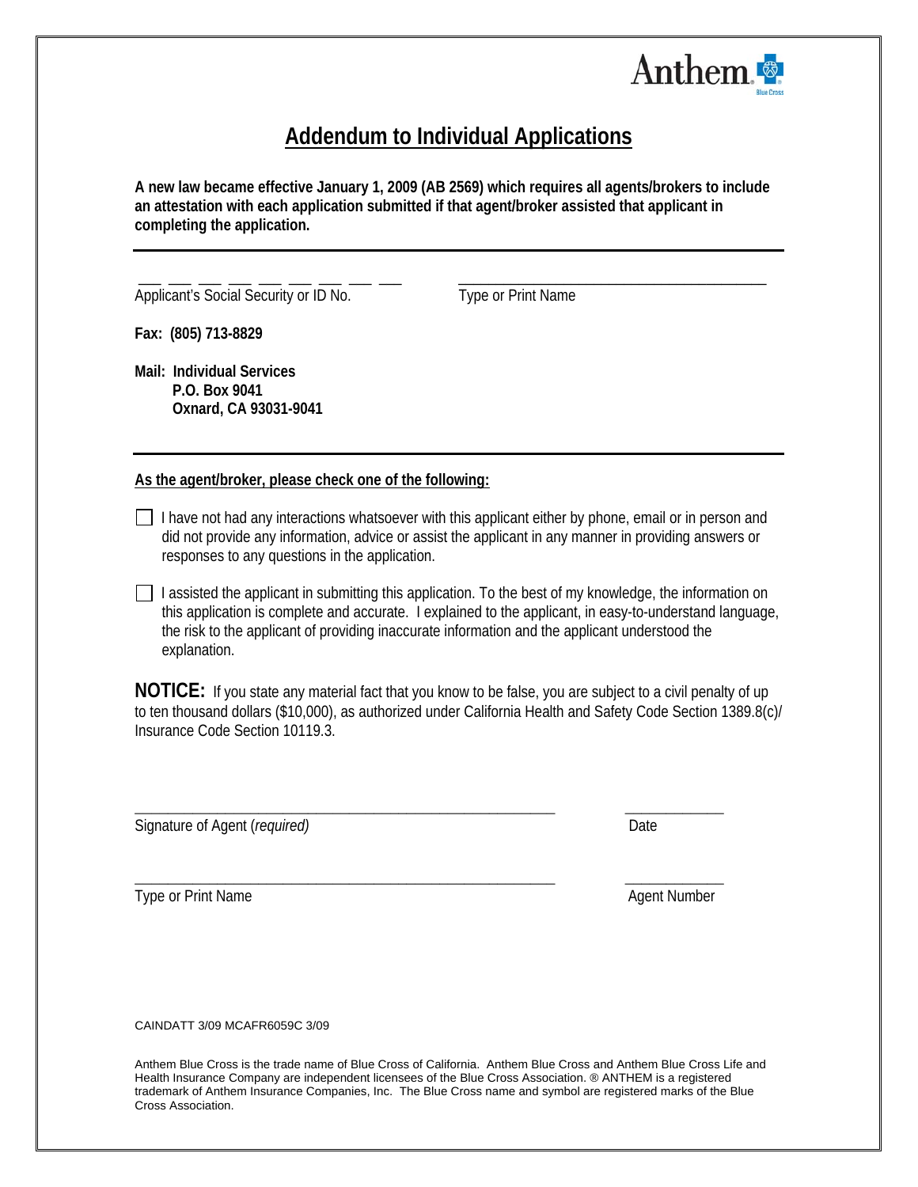Anthem Blue Cross

# Addendum to Individual Applications

**A new law became effective January 1, 2009 (AB 2569) which requires all agents/brokers to include an attestation with each application submitted if that agent/broker assisted that applicant in completing the application.**

___ ___ ___ ___ ___ ___ ___ ___ ___
Applicant's Social Security or ID No.

_______________________________________
Type or Print Name

**Fax: (805) 713-8829**

**Mail: Individual Services**
**P.O. Box 9041**
**Oxnard, CA 93031-9041**

**As the agent/broker, please check one of the following:**

☐ I have not had any interactions whatsoever with this applicant either by phone, email or in person and did not provide any information, advice or assist the applicant in any manner in providing answers or responses to any questions in the application.

☐ I assisted the applicant in submitting this application. To the best of my knowledge, the information on this application is complete and accurate. I explained to the applicant, in easy-to-understand language, the risk to the applicant of providing inaccurate information and the applicant understood the explanation.

**NOTICE:** If you state any material fact that you know to be false, you are subject to a civil penalty of up to ten thousand dollars ($10,000), as authorized under California Health and Safety Code Section 1389.8(c)/ Insurance Code Section 10119.3.

_______________________________________ _____________
Signature of Agent (*required*) Date

_______________________________________ _____________
Type or Print Name Agent Number

CAINDATT 3/09 MCAFR6059C 3/09

Anthem Blue Cross is the trade name of Blue Cross of California. Anthem Blue Cross and Anthem Blue Cross Life and Health Insurance Company are independent licensees of the Blue Cross Association. ® ANTHEM is a registered trademark of Anthem Insurance Companies, Inc. The Blue Cross name and symbol are registered marks of the Blue Cross Association.